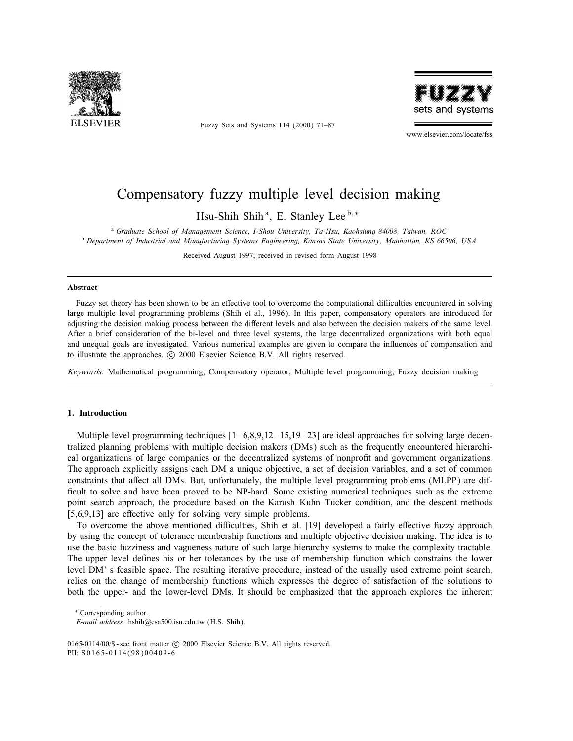# Compensatory fuzzy multiple level decision making

Hsu-Shih Shih [a], E. Stanley Lee [b,*]

[a] *Graduate School of Management Science, I-Shou University, Ta-Hsu, Kaohsiung 84008, Taiwan, ROC*
[b] *Department of Industrial and Manufacturing Systems Engineering, Kansas State University, Manhattan, KS 66506, USA*

Received August 1997; received in revised form August 1998

## Abstract

Fuzzy set theory has been shown to be an effective tool to overcome the computational difficulties encountered in solving large multiple level programming problems (Shih et al., 1996). In this paper, compensatory operators are introduced for adjusting the decision making process between the different levels and also between the decision makers of the same level. After a brief consideration of the bi-level and three level systems, the large decentralized organizations with both equal and unequal goals are investigated. Various numerical examples are given to compare the influences of compensation and to illustrate the approaches. © 2000 Elsevier Science B.V. All rights reserved.

*Keywords:* Mathematical programming; Compensatory operator; Multiple level programming; Fuzzy decision making

## 1. Introduction

Multiple level programming techniques [1–6,8,9,12–15,19–23] are ideal approaches for solving large decentralized planning problems with multiple decision makers (DMs) such as the frequently encountered hierarchical organizations of large companies or the decentralized systems of nonprofit and government organizations. The approach explicitly assigns each DM a unique objective, a set of decision variables, and a set of common constraints that affect all DMs. But, unfortunately, the multiple level programming problems (MLPP) are difficult to solve and have been proved to be NP-hard. Some existing numerical techniques such as the extreme point search approach, the procedure based on the Karush–Kuhn–Tucker condition, and the descent methods [5,6,9,13] are effective only for solving very simple problems.

To overcome the above mentioned difficulties, Shih et al. [19] developed a fairly effective fuzzy approach by using the concept of tolerance membership functions and multiple objective decision making. The idea is to use the basic fuzziness and vagueness nature of such large hierarchy systems to make the complexity tractable. The upper level defines his or her tolerances by the use of membership function which constrains the lower level DM' s feasible space. The resulting iterative procedure, instead of the usually used extreme point search, relies on the change of membership functions which expresses the degree of satisfaction of the solutions to both the upper- and the lower-level DMs. It should be emphasized that the approach explores the inherent

---

* Corresponding author.
*E-mail address:* hshih@csa500.isu.edu.tw (H.S. Shih).

0165-0114/00/$ - see front matter © 2000 Elsevier Science B.V. All rights reserved.
PII: S0165-0114(98)00409-6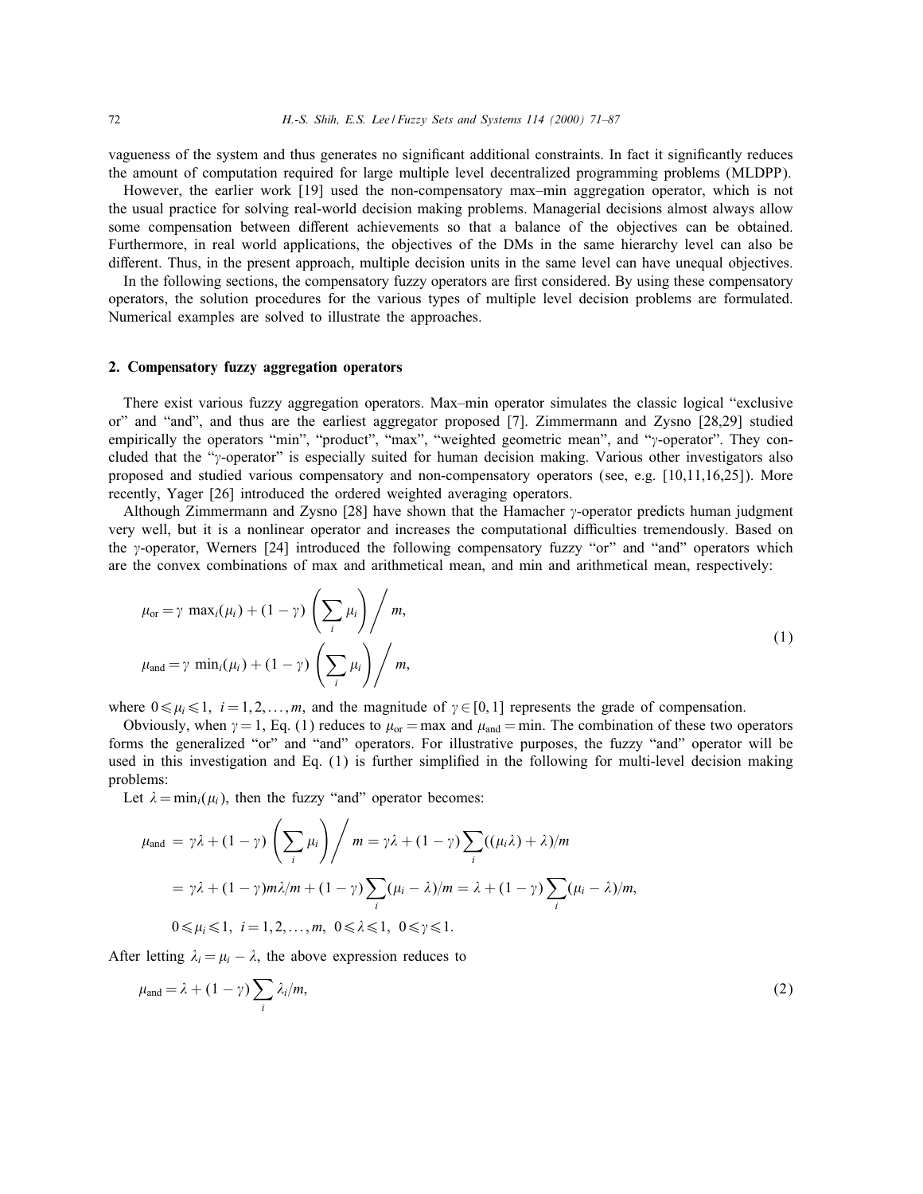vagueness of the system and thus generates no significant additional constraints. In fact it significantly reduces the amount of computation required for large multiple level decentralized programming problems (MLDPP).

However, the earlier work [19] used the non-compensatory max–min aggregation operator, which is not the usual practice for solving real-world decision making problems. Managerial decisions almost always allow some compensation between different achievements so that a balance of the objectives can be obtained. Furthermore, in real world applications, the objectives of the DMs in the same hierarchy level can also be different. Thus, in the present approach, multiple decision units in the same level can have unequal objectives.

In the following sections, the compensatory fuzzy operators are first considered. By using these compensatory operators, the solution procedures for the various types of multiple level decision problems are formulated. Numerical examples are solved to illustrate the approaches.

## 2. Compensatory fuzzy aggregation operators

There exist various fuzzy aggregation operators. Max–min operator simulates the classic logical "exclusive or" and "and", and thus are the earliest aggregator proposed [7]. Zimmermann and Zysno [28,29] studied empirically the operators "min", "product", "max", "weighted geometric mean", and "$\gamma$-operator". They concluded that the "$\gamma$-operator" is especially suited for human decision making. Various other investigators also proposed and studied various compensatory and non-compensatory operators (see, e.g. [10,11,16,25]). More recently, Yager [26] introduced the ordered weighted averaging operators.

Although Zimmermann and Zysno [28] have shown that the Hamacher $\gamma$-operator predicts human judgment very well, but it is a nonlinear operator and increases the computational difficulties tremendously. Based on the $\gamma$-operator, Werners [24] introduced the following compensatory fuzzy "or" and "and" operators which are the convex combinations of max and arithmetical mean, and min and arithmetical mean, respectively:

$$
\begin{aligned}
\mu_{\mathrm{or}} &= \gamma \ \max_i(\mu_i) + (1-\gamma)\left(\sum_i \mu_i\right) \Bigg/ m, \\
\mu_{\mathrm{and}} &= \gamma \ \min_i(\mu_i) + (1-\gamma)\left(\sum_i \mu_i\right) \Bigg/ m,
\end{aligned}
\tag{1}
$$

where $0 \leqslant \mu_i \leqslant 1$, $i = 1, 2, \ldots, m$, and the magnitude of $\gamma \in [0, 1]$ represents the grade of compensation.

Obviously, when $\gamma = 1$, Eq. (1) reduces to $\mu_{\mathrm{or}} = \max$ and $\mu_{\mathrm{and}} = \min$. The combination of these two operators forms the generalized "or" and "and" operators. For illustrative purposes, the fuzzy "and" operator will be used in this investigation and Eq. (1) is further simplified in the following for multi-level decision making problems:

Let $\lambda = \min_i(\mu_i)$, then the fuzzy "and" operator becomes:

$$
\begin{aligned}
\mu_{\mathrm{and}} &= \gamma\lambda + (1-\gamma)\left(\sum_i \mu_i\right) \Bigg/ m = \gamma\lambda + (1-\gamma)\sum_i((\mu_i\lambda) + \lambda)/m \\
&= \gamma\lambda + (1-\gamma)m\lambda/m + (1-\gamma)\sum_i(\mu_i - \lambda)/m = \lambda + (1-\gamma)\sum_i(\mu_i - \lambda)/m, \\
&\quad 0 \leqslant \mu_i \leqslant 1, \ i = 1, 2, \ldots, m, \ 0 \leqslant \lambda \leqslant 1, \ 0 \leqslant \gamma \leqslant 1.
\end{aligned}
$$

After letting $\lambda_i = \mu_i - \lambda$, the above expression reduces to

$$
\mu_{\mathrm{and}} = \lambda + (1-\gamma)\sum_i \lambda_i/m, \tag{2}
$$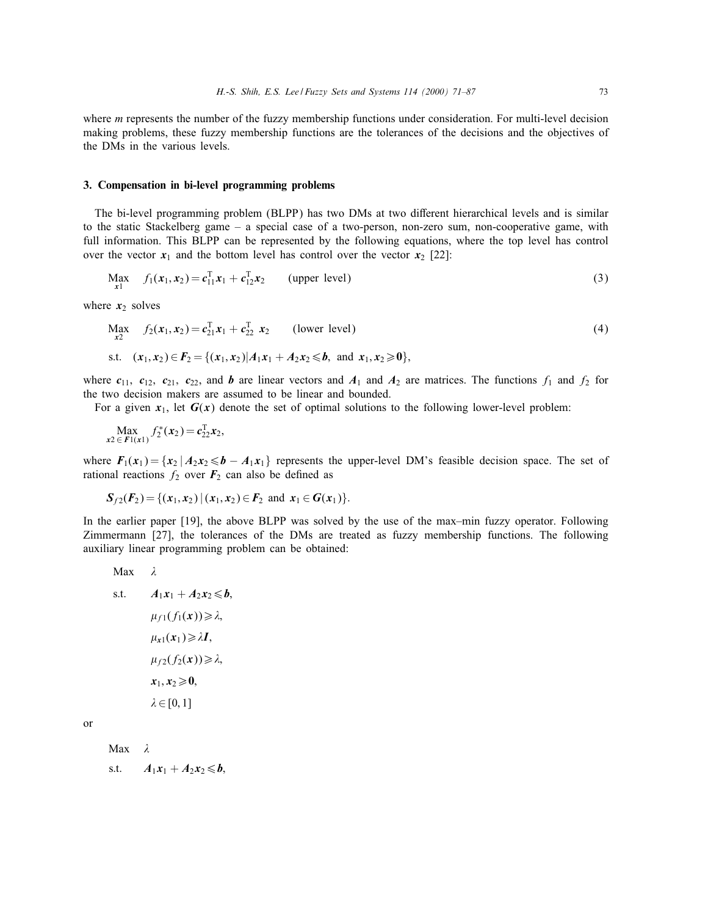where $m$ represents the number of the fuzzy membership functions under consideration. For multi-level decision making problems, these fuzzy membership functions are the tolerances of the decisions and the objectives of the DMs in the various levels.

## 3. Compensation in bi-level programming problems

The bi-level programming problem (BLPP) has two DMs at two different hierarchical levels and is similar to the static Stackelberg game – a special case of a two-person, non-zero sum, non-cooperative game, with full information. This BLPP can be represented by the following equations, where the top level has control over the vector $\boldsymbol{x}_1$ and the bottom level has control over the vector $\boldsymbol{x}_2$ [22]:

$$\underset{\boldsymbol{x}1}{\text{Max}} \quad f_1(\boldsymbol{x}_1, \boldsymbol{x}_2) = \boldsymbol{c}_{11}^{\mathrm{T}}\boldsymbol{x}_1 + \boldsymbol{c}_{12}^{\mathrm{T}}\boldsymbol{x}_2 \qquad \text{(upper level)} \tag{3}$$

where $\boldsymbol{x}_2$ solves

$$\underset{\boldsymbol{x}2}{\text{Max}} \quad f_2(\boldsymbol{x}_1, \boldsymbol{x}_2) = \boldsymbol{c}_{21}^{\mathrm{T}}\boldsymbol{x}_1 + \boldsymbol{c}_{22}^{\mathrm{T}}\ \boldsymbol{x}_2 \qquad \text{(lower level)} \tag{4}$$

$$\text{s.t.} \quad (\boldsymbol{x}_1, \boldsymbol{x}_2) \in \boldsymbol{F}_2 = \{(\boldsymbol{x}_1, \boldsymbol{x}_2) | \boldsymbol{A}_1\boldsymbol{x}_1 + \boldsymbol{A}_2\boldsymbol{x}_2 \leqslant \boldsymbol{b}, \text{ and } \boldsymbol{x}_1, \boldsymbol{x}_2 \geqslant \boldsymbol{0}\},$$

where $\boldsymbol{c}_{11}$, $\boldsymbol{c}_{12}$, $\boldsymbol{c}_{21}$, $\boldsymbol{c}_{22}$, and $\boldsymbol{b}$ are linear vectors and $\boldsymbol{A}_1$ and $\boldsymbol{A}_2$ are matrices. The functions $f_1$ and $f_2$ for the two decision makers are assumed to be linear and bounded.

For a given $\boldsymbol{x}_1$, let $\boldsymbol{G}(\boldsymbol{x})$ denote the set of optimal solutions to the following lower-level problem:

$$\underset{\boldsymbol{x}2 \in \boldsymbol{F}1(\boldsymbol{x}1)}{\text{Max}} f_2^*(\boldsymbol{x}_2) = \boldsymbol{c}_{22}^{\mathrm{T}}\boldsymbol{x}_2,$$

where $\boldsymbol{F}_1(\boldsymbol{x}_1) = \{\boldsymbol{x}_2 \mid \boldsymbol{A}_2\boldsymbol{x}_2 \leqslant \boldsymbol{b} - \boldsymbol{A}_1\boldsymbol{x}_1\}$ represents the upper-level DM's feasible decision space. The set of rational reactions $f_2$ over $\boldsymbol{F}_2$ can also be defined as

$$\boldsymbol{S}_{f2}(\boldsymbol{F}_2) = \{(\boldsymbol{x}_1, \boldsymbol{x}_2) \mid (\boldsymbol{x}_1, \boldsymbol{x}_2) \in \boldsymbol{F}_2 \text{ and } \boldsymbol{x}_1 \in \boldsymbol{G}(\boldsymbol{x}_1)\}.$$

In the earlier paper [19], the above BLPP was solved by the use of the max–min fuzzy operator. Following Zimmermann [27], the tolerances of the DMs are treated as fuzzy membership functions. The following auxiliary linear programming problem can be obtained:

$$\begin{aligned}
\text{Max} \quad & \lambda \\
\text{s.t.} \quad & \boldsymbol{A}_1\boldsymbol{x}_1 + \boldsymbol{A}_2\boldsymbol{x}_2 \leqslant \boldsymbol{b}, \\
& \mu_{f1}(f_1(\boldsymbol{x})) \geqslant \lambda, \\
& \mu_{\boldsymbol{x}1}(\boldsymbol{x}_1) \geqslant \lambda \boldsymbol{I}, \\
& \mu_{f2}(f_2(\boldsymbol{x})) \geqslant \lambda, \\
& \boldsymbol{x}_1, \boldsymbol{x}_2 \geqslant \boldsymbol{0}, \\
& \lambda \in [0, 1]
\end{aligned}$$

or

$$\begin{aligned}
\text{Max} \quad & \lambda \\
\text{s.t.} \quad & \boldsymbol{A}_1\boldsymbol{x}_1 + \boldsymbol{A}_2\boldsymbol{x}_2 \leqslant \boldsymbol{b},
\end{aligned}$$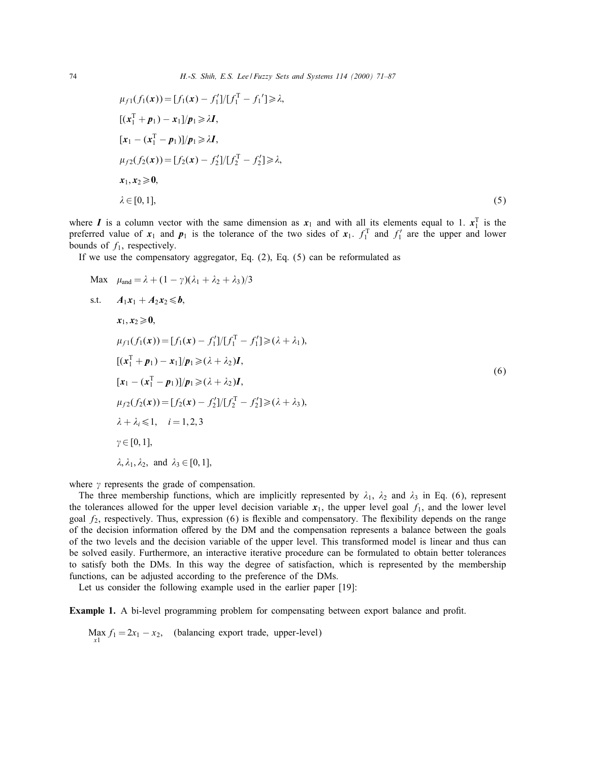$$
\begin{aligned}
&\mu_{f1}(f_1(\boldsymbol{x})) = [f_1(\boldsymbol{x}) - f_1']/[f_1^{\mathrm{T}} - f_1{}'] \geqslant \lambda, \\
&[(\boldsymbol{x}_1^{\mathrm{T}} + \boldsymbol{p}_1) - \boldsymbol{x}_1]/\boldsymbol{p}_1 \geqslant \lambda \boldsymbol{I}, \\
&[\boldsymbol{x}_1 - (\boldsymbol{x}_1^{\mathrm{T}} - \boldsymbol{p}_1)]/\boldsymbol{p}_1 \geqslant \lambda \boldsymbol{I}, \\
&\mu_{f2}(f_2(\boldsymbol{x})) = [f_2(\boldsymbol{x}) - f_2']/[f_2^{\mathrm{T}} - f_2'] \geqslant \lambda, \\
&\boldsymbol{x}_1, \boldsymbol{x}_2 \geqslant \boldsymbol{0}, \\
&\lambda \in [0, 1],
\end{aligned}
\tag{5}
$$

where $\boldsymbol{I}$ is a column vector with the same dimension as $\boldsymbol{x}_1$ and with all its elements equal to 1. $\boldsymbol{x}_1^{\mathrm{T}}$ is the preferred value of $\boldsymbol{x}_1$ and $\boldsymbol{p}_1$ is the tolerance of the two sides of $\boldsymbol{x}_1$. $f_1^{\mathrm{T}}$ and $f_1'$ are the upper and lower bounds of $f_1$, respectively.

If we use the compensatory aggregator, Eq. (2), Eq. (5) can be reformulated as

$$
\begin{aligned}
\text{Max} \quad & \mu_{\text{and}} = \lambda + (1-\gamma)(\lambda_1 + \lambda_2 + \lambda_3)/3 \\
\text{s.t.} \quad & \boldsymbol{A}_1\boldsymbol{x}_1 + \boldsymbol{A}_2\boldsymbol{x}_2 \leqslant \boldsymbol{b}, \\
& \boldsymbol{x}_1, \boldsymbol{x}_2 \geqslant \boldsymbol{0}, \\
& \mu_{f1}(f_1(\boldsymbol{x})) = [f_1(\boldsymbol{x}) - f_1']/[f_1^{\mathrm{T}} - f_1'] \geqslant (\lambda + \lambda_1), \\
& [(\boldsymbol{x}_1^{\mathrm{T}} + \boldsymbol{p}_1) - \boldsymbol{x}_1]/\boldsymbol{p}_1 \geqslant (\lambda + \lambda_2)\boldsymbol{I}, \\
& [\boldsymbol{x}_1 - (\boldsymbol{x}_1^{\mathrm{T}} - \boldsymbol{p}_1)]/\boldsymbol{p}_1 \geqslant (\lambda + \lambda_2)\boldsymbol{I}, \\
& \mu_{f2}(f_2(\boldsymbol{x})) = [f_2(\boldsymbol{x}) - f_2']/[f_2^{\mathrm{T}} - f_2'] \geqslant (\lambda + \lambda_3), \\
& \lambda + \lambda_i \leqslant 1, \quad i = 1, 2, 3 \\
& \gamma \in [0, 1], \\
& \lambda, \lambda_1, \lambda_2, \text{ and } \lambda_3 \in [0, 1],
\end{aligned}
\tag{6}
$$

where $\gamma$ represents the grade of compensation.

The three membership functions, which are implicitly represented by $\lambda_1$, $\lambda_2$ and $\lambda_3$ in Eq. (6), represent the tolerances allowed for the upper level decision variable $\boldsymbol{x}_1$, the upper level goal $f_1$, and the lower level goal $f_2$, respectively. Thus, expression (6) is flexible and compensatory. The flexibility depends on the range of the decision information offered by the DM and the compensation represents a balance between the goals of the two levels and the decision variable of the upper level. This transformed model is linear and thus can be solved easily. Furthermore, an interactive iterative procedure can be formulated to obtain better tolerances to satisfy both the DMs. In this way the degree of satisfaction, which is represented by the membership functions, can be adjusted according to the preference of the DMs.

Let us consider the following example used in the earlier paper [19]:

**Example 1.** A bi-level programming problem for compensating between export balance and profit.

$$
\underset{x1}{\text{Max}}\, f_1 = 2x_1 - x_2, \quad \text{(balancing export trade, upper-level)}
$$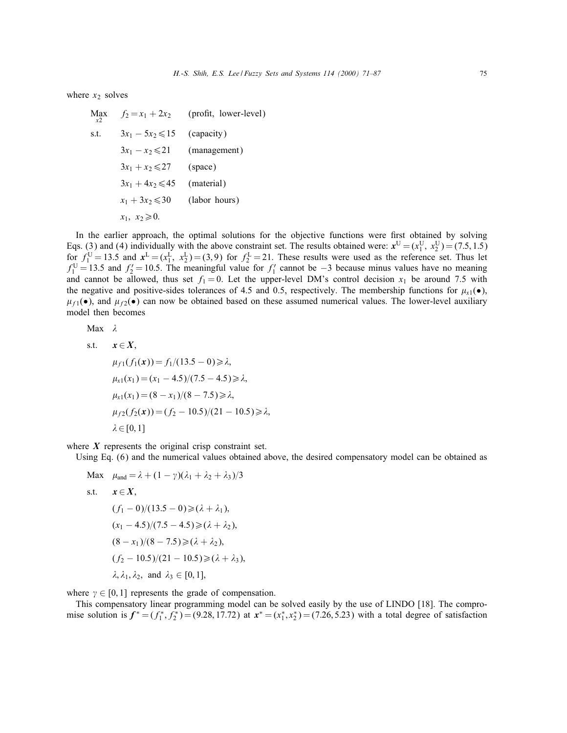where $x_2$ solves

$$
\begin{aligned}
\underset{x2}{\text{Max}} \quad & f_2 = x_1 + 2x_2 \qquad \text{(profit, lower-level)} \\
\text{s.t.} \quad & 3x_1 - 5x_2 \leqslant 15 \qquad \text{(capacity)} \\
& 3x_1 - x_2 \leqslant 21 \qquad \text{(management)} \\
& 3x_1 + x_2 \leqslant 27 \qquad \text{(space)} \\
& 3x_1 + 4x_2 \leqslant 45 \qquad \text{(material)} \\
& x_1 + 3x_2 \leqslant 30 \qquad \text{(labor hours)} \\
& x_1,\ x_2 \geqslant 0.
\end{aligned}
$$

In the earlier approach, the optimal solutions for the objective functions were first obtained by solving Eqs. (3) and (4) individually with the above constraint set. The results obtained were: $\boldsymbol{x}^{\mathrm{U}} = (x_1^{\mathrm{U}},\ x_2^{\mathrm{U}}) = (7.5, 1.5)$ for $f_1^{\mathrm{U}} = 13.5$ and $\boldsymbol{x}^{\mathrm{L}} = (x_1^{\mathrm{L}},\ x_2^{\mathrm{L}}) = (3, 9)$ for $f_2^{\mathrm{L}} = 21$. These results were used as the reference set. Thus let $f_1^{\mathrm{U}} = 13.5$ and $f_2' = 10.5$. The meaningful value for $f_1'$ cannot be $-3$ because minus values have no meaning and cannot be allowed, thus set $f_1 = 0$. Let the upper-level DM's control decision $x_1$ be around 7.5 with the negative and positive-sides tolerances of 4.5 and 0.5, respectively. The membership functions for $\mu_{x1}(\bullet)$, $\mu_{f1}(\bullet)$, and $\mu_{f2}(\bullet)$ can now be obtained based on these assumed numerical values. The lower-level auxiliary model then becomes

$$
\begin{aligned}
\text{Max} \quad & \lambda \\
\text{s.t.} \quad & \boldsymbol{x} \in \boldsymbol{X}, \\
& \mu_{f1}(f_1(\boldsymbol{x})) = f_1/(13.5 - 0) \geqslant \lambda, \\
& \mu_{x1}(x_1) = (x_1 - 4.5)/(7.5 - 4.5) \geqslant \lambda, \\
& \mu_{x1}(x_1) = (8 - x_1)/(8 - 7.5) \geqslant \lambda, \\
& \mu_{f2}(f_2(\boldsymbol{x})) = (f_2 - 10.5)/(21 - 10.5) \geqslant \lambda, \\
& \lambda \in [0, 1]
\end{aligned}
$$

where $\boldsymbol{X}$ represents the original crisp constraint set.

Using Eq. (6) and the numerical values obtained above, the desired compensatory model can be obtained as

$$
\begin{aligned}
\text{Max} \quad & \mu_{\text{and}} = \lambda + (1 - \gamma)(\lambda_1 + \lambda_2 + \lambda_3)/3 \\
\text{s.t.} \quad & \boldsymbol{x} \in \boldsymbol{X}, \\
& (f_1 - 0)/(13.5 - 0) \geqslant (\lambda + \lambda_1), \\
& (x_1 - 4.5)/(7.5 - 4.5) \geqslant (\lambda + \lambda_2), \\
& (8 - x_1)/(8 - 7.5) \geqslant (\lambda + \lambda_2), \\
& (f_2 - 10.5)/(21 - 10.5) \geqslant (\lambda + \lambda_3), \\
& \lambda, \lambda_1, \lambda_2, \text{ and } \lambda_3 \in [0, 1],
\end{aligned}
$$

where $\gamma \in [0, 1]$ represents the grade of compensation.

This compensatory linear programming model can be solved easily by the use of LINDO [18]. The compromise solution is $\boldsymbol{f}^* = (f_1^*, f_2^*) = (9.28, 17.72)$ at $\boldsymbol{x}^* = (x_1^*, x_2^*) = (7.26, 5.23)$ with a total degree of satisfaction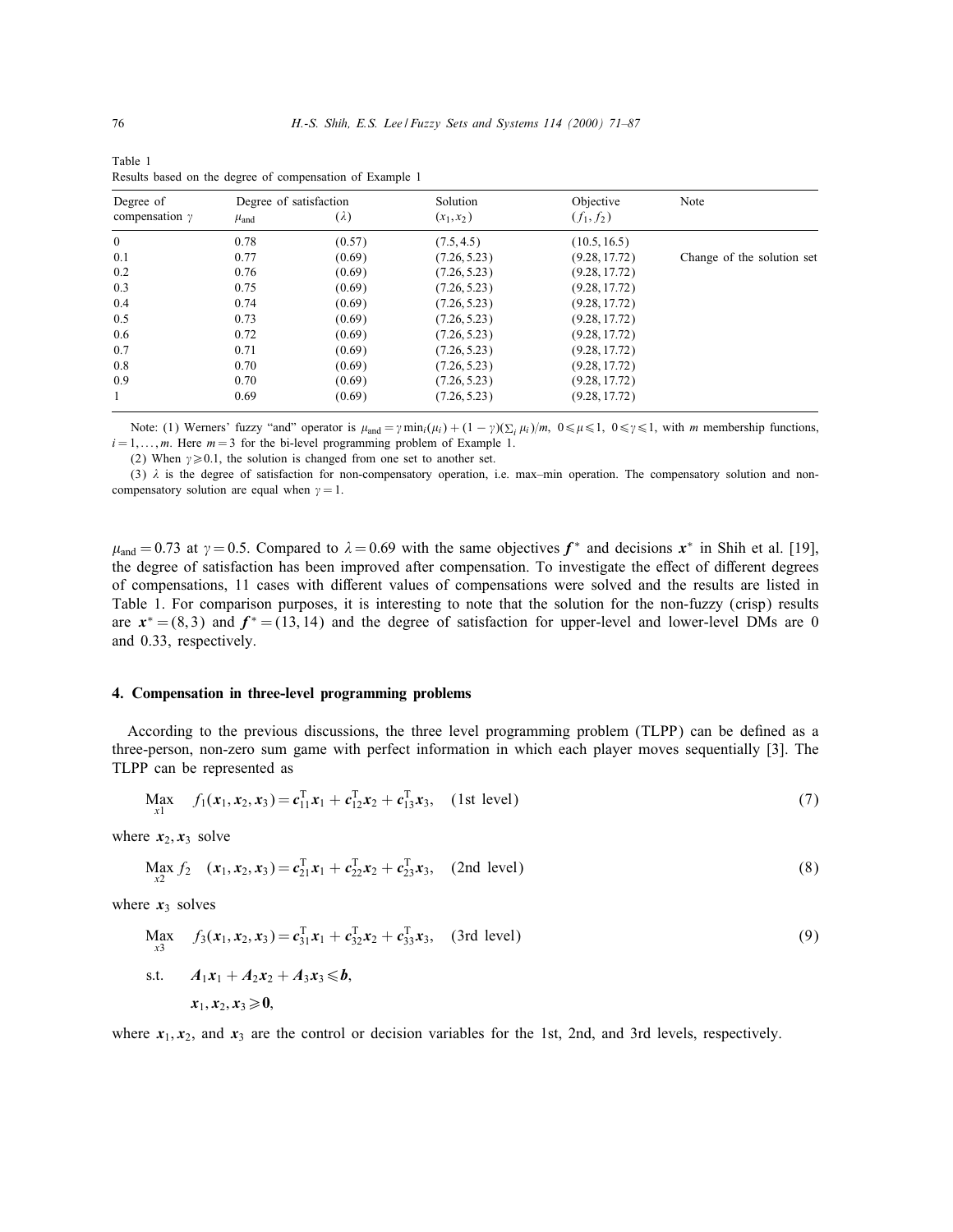Table 1
Results based on the degree of compensation of Example 1

| Degree of compensation $\gamma$ | Degree of satisfaction | | Solution $(x_1, x_2)$ | Objective $(f_1, f_2)$ | Note |
|---|---|---|---|---|---|
| | $\mu_{\text{and}}$ | $(\lambda)$ | | | |
| 0 | 0.78 | (0.57) | (7.5, 4.5) | (10.5, 16.5) | |
| 0.1 | 0.77 | (0.69) | (7.26, 5.23) | (9.28, 17.72) | Change of the solution set |
| 0.2 | 0.76 | (0.69) | (7.26, 5.23) | (9.28, 17.72) | |
| 0.3 | 0.75 | (0.69) | (7.26, 5.23) | (9.28, 17.72) | |
| 0.4 | 0.74 | (0.69) | (7.26, 5.23) | (9.28, 17.72) | |
| 0.5 | 0.73 | (0.69) | (7.26, 5.23) | (9.28, 17.72) | |
| 0.6 | 0.72 | (0.69) | (7.26, 5.23) | (9.28, 17.72) | |
| 0.7 | 0.71 | (0.69) | (7.26, 5.23) | (9.28, 17.72) | |
| 0.8 | 0.70 | (0.69) | (7.26, 5.23) | (9.28, 17.72) | |
| 0.9 | 0.70 | (0.69) | (7.26, 5.23) | (9.28, 17.72) | |
| 1 | 0.69 | (0.69) | (7.26, 5.23) | (9.28, 17.72) | |

Note: (1) Werners' fuzzy "and" operator is $\mu_{\text{and}} = \gamma \min_i(\mu_i) + (1-\gamma)(\sum_i \mu_i)/m$, $0 \leqslant \mu \leqslant 1$, $0 \leqslant \gamma \leqslant 1$, with $m$ membership functions, $i = 1, \ldots, m$. Here $m = 3$ for the bi-level programming problem of Example 1.

(2) When $\gamma \geqslant 0.1$, the solution is changed from one set to another set.

(3) $\lambda$ is the degree of satisfaction for non-compensatory operation, i.e. max–min operation. The compensatory solution and non-compensatory solution are equal when $\gamma = 1$.

$\mu_{\text{and}} = 0.73$ at $\gamma = 0.5$. Compared to $\lambda = 0.69$ with the same objectives $\boldsymbol{f}^*$ and decisions $\boldsymbol{x}^*$ in Shih et al. [19], the degree of satisfaction has been improved after compensation. To investigate the effect of different degrees of compensations, 11 cases with different values of compensations were solved and the results are listed in Table 1. For comparison purposes, it is interesting to note that the solution for the non-fuzzy (crisp) results are $\boldsymbol{x}^* = (8, 3)$ and $\boldsymbol{f}^* = (13, 14)$ and the degree of satisfaction for upper-level and lower-level DMs are 0 and 0.33, respectively.

## 4. Compensation in three-level programming problems

According to the previous discussions, the three level programming problem (TLPP) can be defined as a three-person, non-zero sum game with perfect information in which each player moves sequentially [3]. The TLPP can be represented as

$$\operatorname*{Max}_{x1} \quad f_1(\boldsymbol{x}_1, \boldsymbol{x}_2, \boldsymbol{x}_3) = \boldsymbol{c}_{11}^{\mathrm{T}} \boldsymbol{x}_1 + \boldsymbol{c}_{12}^{\mathrm{T}} \boldsymbol{x}_2 + \boldsymbol{c}_{13}^{\mathrm{T}} \boldsymbol{x}_3, \quad \text{(1st level)} \tag{7}$$

where $\boldsymbol{x}_2, \boldsymbol{x}_3$ solve

$$\operatorname*{Max}_{x2} f_2 \quad (\boldsymbol{x}_1, \boldsymbol{x}_2, \boldsymbol{x}_3) = \boldsymbol{c}_{21}^{\mathrm{T}} \boldsymbol{x}_1 + \boldsymbol{c}_{22}^{\mathrm{T}} \boldsymbol{x}_2 + \boldsymbol{c}_{23}^{\mathrm{T}} \boldsymbol{x}_3, \quad \text{(2nd level)} \tag{8}$$

where $\boldsymbol{x}_3$ solves

$$\operatorname*{Max}_{x3} \quad f_3(\boldsymbol{x}_1, \boldsymbol{x}_2, \boldsymbol{x}_3) = \boldsymbol{c}_{31}^{\mathrm{T}} \boldsymbol{x}_1 + \boldsymbol{c}_{32}^{\mathrm{T}} \boldsymbol{x}_2 + \boldsymbol{c}_{33}^{\mathrm{T}} \boldsymbol{x}_3, \quad \text{(3rd level)} \tag{9}$$

$$\text{s.t.} \quad \boldsymbol{A}_1 \boldsymbol{x}_1 + \boldsymbol{A}_2 \boldsymbol{x}_2 + \boldsymbol{A}_3 \boldsymbol{x}_3 \leqslant \boldsymbol{b},$$

$$\boldsymbol{x}_1, \boldsymbol{x}_2, \boldsymbol{x}_3 \geqslant \boldsymbol{0},$$

where $\boldsymbol{x}_1, \boldsymbol{x}_2$, and $\boldsymbol{x}_3$ are the control or decision variables for the 1st, 2nd, and 3rd levels, respectively.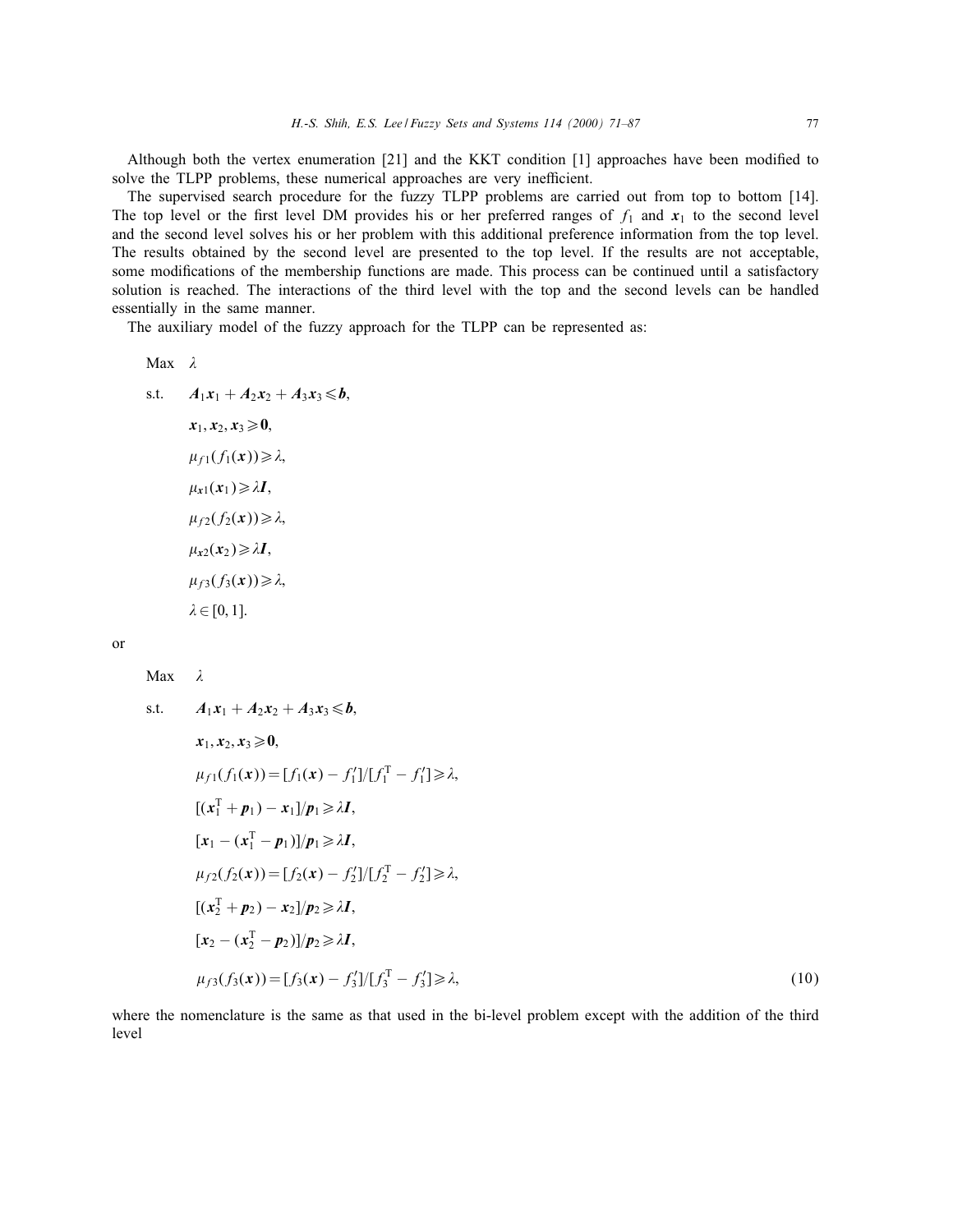Although both the vertex enumeration [21] and the KKT condition [1] approaches have been modified to solve the TLPP problems, these numerical approaches are very inefficient.

The supervised search procedure for the fuzzy TLPP problems are carried out from top to bottom [14]. The top level or the first level DM provides his or her preferred ranges of $f_1$ and $\boldsymbol{x}_1$ to the second level and the second level solves his or her problem with this additional preference information from the top level. The results obtained by the second level are presented to the top level. If the results are not acceptable, some modifications of the membership functions are made. This process can be continued until a satisfactory solution is reached. The interactions of the third level with the top and the second levels can be handled essentially in the same manner.

The auxiliary model of the fuzzy approach for the TLPP can be represented as:

$$
\begin{aligned}
\text{Max} \quad & \lambda \\
\text{s.t.} \quad & \boldsymbol{A}_1\boldsymbol{x}_1 + \boldsymbol{A}_2\boldsymbol{x}_2 + \boldsymbol{A}_3\boldsymbol{x}_3 \leqslant \boldsymbol{b}, \\
& \boldsymbol{x}_1, \boldsymbol{x}_2, \boldsymbol{x}_3 \geqslant \boldsymbol{0}, \\
& \mu_{f1}(f_1(\boldsymbol{x})) \geqslant \lambda, \\
& \mu_{\boldsymbol{x}1}(\boldsymbol{x}_1) \geqslant \lambda \boldsymbol{I}, \\
& \mu_{f2}(f_2(\boldsymbol{x})) \geqslant \lambda, \\
& \mu_{\boldsymbol{x}2}(\boldsymbol{x}_2) \geqslant \lambda \boldsymbol{I}, \\
& \mu_{f3}(f_3(\boldsymbol{x})) \geqslant \lambda, \\
& \lambda \in [0,1].
\end{aligned}
$$

or

$$
\begin{aligned}
\text{Max} \quad & \lambda \\
\text{s.t.} \quad & \boldsymbol{A}_1\boldsymbol{x}_1 + \boldsymbol{A}_2\boldsymbol{x}_2 + \boldsymbol{A}_3\boldsymbol{x}_3 \leqslant \boldsymbol{b}, \\
& \boldsymbol{x}_1, \boldsymbol{x}_2, \boldsymbol{x}_3 \geqslant \boldsymbol{0}, \\
& \mu_{f1}(f_1(\boldsymbol{x})) = [f_1(\boldsymbol{x}) - f_1']/[f_1^{\mathrm{T}} - f_1'] \geqslant \lambda, \\
& [(\boldsymbol{x}_1^{\mathrm{T}} + \boldsymbol{p}_1) - \boldsymbol{x}_1]/\boldsymbol{p}_1 \geqslant \lambda \boldsymbol{I}, \\
& [\boldsymbol{x}_1 - (\boldsymbol{x}_1^{\mathrm{T}} - \boldsymbol{p}_1)]/\boldsymbol{p}_1 \geqslant \lambda \boldsymbol{I}, \\
& \mu_{f2}(f_2(\boldsymbol{x})) = [f_2(\boldsymbol{x}) - f_2']/[f_2^{\mathrm{T}} - f_2'] \geqslant \lambda, \\
& [(\boldsymbol{x}_2^{\mathrm{T}} + \boldsymbol{p}_2) - \boldsymbol{x}_2]/\boldsymbol{p}_2 \geqslant \lambda \boldsymbol{I}, \\
& [\boldsymbol{x}_2 - (\boldsymbol{x}_2^{\mathrm{T}} - \boldsymbol{p}_2)]/\boldsymbol{p}_2 \geqslant \lambda \boldsymbol{I}, \\
& \mu_{f3}(f_3(\boldsymbol{x})) = [f_3(\boldsymbol{x}) - f_3']/[f_3^{\mathrm{T}} - f_3'] \geqslant \lambda,
\end{aligned}
\tag{10}
$$

where the nomenclature is the same as that used in the bi-level problem except with the addition of the third level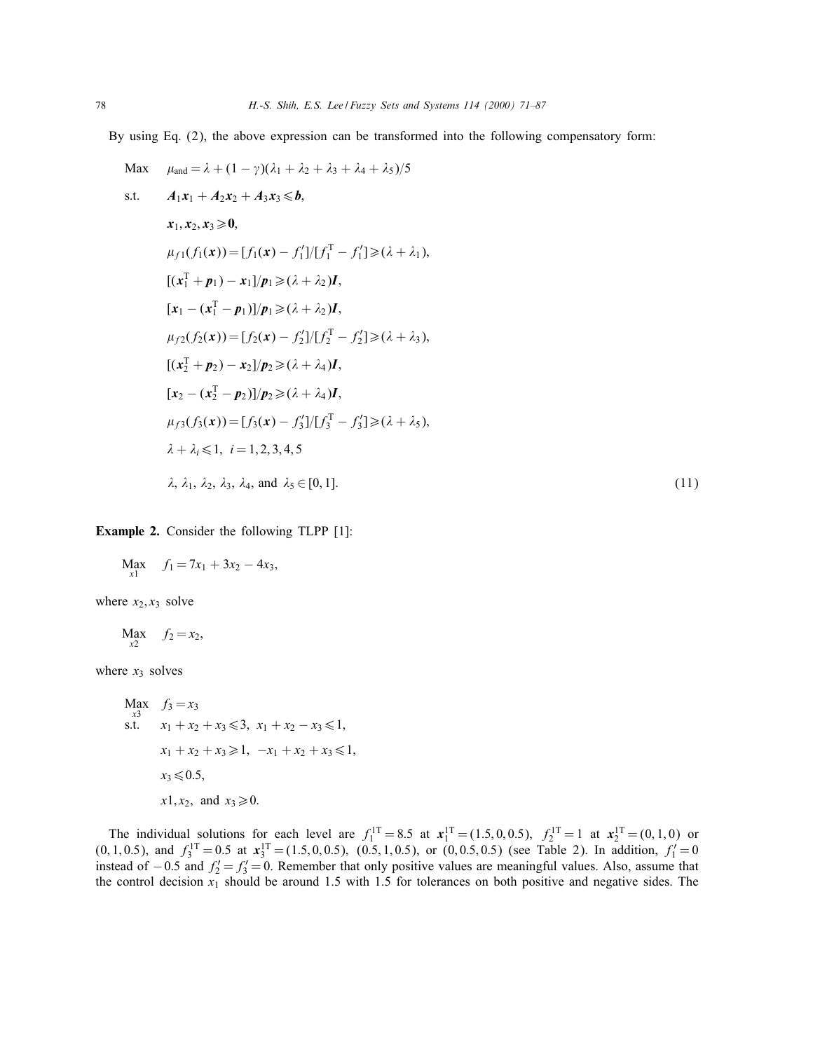By using Eq. (2), the above expression can be transformed into the following compensatory form:

$$
\begin{aligned}
\text{Max} \quad & \mu_{\text{and}} = \lambda + (1-\gamma)(\lambda_1 + \lambda_2 + \lambda_3 + \lambda_4 + \lambda_5)/5 \\
\text{s.t.} \quad & \boldsymbol{A}_1\boldsymbol{x}_1 + \boldsymbol{A}_2\boldsymbol{x}_2 + \boldsymbol{A}_3\boldsymbol{x}_3 \leqslant \boldsymbol{b}, \\
& \boldsymbol{x}_1, \boldsymbol{x}_2, \boldsymbol{x}_3 \geqslant \boldsymbol{0}, \\
& \mu_{f1}(f_1(\boldsymbol{x})) = [f_1(\boldsymbol{x}) - f_1']/[f_1^{\mathrm{T}} - f_1'] \geqslant (\lambda + \lambda_1), \\
& [(\boldsymbol{x}_1^{\mathrm{T}} + \boldsymbol{p}_1) - \boldsymbol{x}_1]/\boldsymbol{p}_1 \geqslant (\lambda + \lambda_2)\boldsymbol{I}, \\
& [\boldsymbol{x}_1 - (\boldsymbol{x}_1^{\mathrm{T}} - \boldsymbol{p}_1)]/\boldsymbol{p}_1 \geqslant (\lambda + \lambda_2)\boldsymbol{I}, \\
& \mu_{f2}(f_2(\boldsymbol{x})) = [f_2(\boldsymbol{x}) - f_2']/[f_2^{\mathrm{T}} - f_2'] \geqslant (\lambda + \lambda_3), \\
& [(\boldsymbol{x}_2^{\mathrm{T}} + \boldsymbol{p}_2) - \boldsymbol{x}_2]/\boldsymbol{p}_2 \geqslant (\lambda + \lambda_4)\boldsymbol{I}, \\
& [\boldsymbol{x}_2 - (\boldsymbol{x}_2^{\mathrm{T}} - \boldsymbol{p}_2)]/\boldsymbol{p}_2 \geqslant (\lambda + \lambda_4)\boldsymbol{I}, \\
& \mu_{f3}(f_3(\boldsymbol{x})) = [f_3(\boldsymbol{x}) - f_3']/[f_3^{\mathrm{T}} - f_3'] \geqslant (\lambda + \lambda_5), \\
& \lambda + \lambda_i \leqslant 1, \ i = 1,2,3,4,5 \\
& \lambda,\ \lambda_1,\ \lambda_2,\ \lambda_3,\ \lambda_4, \text{ and } \lambda_5 \in [0,1].
\end{aligned} \tag{11}
$$

**Example 2.** Consider the following TLPP [1]:

$$\underset{x1}{\text{Max}} \quad f_1 = 7x_1 + 3x_2 - 4x_3,$$

where $x_2, x_3$ solve

$$\underset{x2}{\text{Max}} \quad f_2 = x_2,$$

where $x_3$ solves

$$
\begin{aligned}
\underset{x3}{\text{Max}} \quad & f_3 = x_3 \\
\text{s.t.} \quad & x_1 + x_2 + x_3 \leqslant 3,\ x_1 + x_2 - x_3 \leqslant 1, \\
& x_1 + x_2 + x_3 \geqslant 1,\ -x_1 + x_2 + x_3 \leqslant 1, \\
& x_3 \leqslant 0.5, \\
& x1, x_2, \text{ and } x_3 \geqslant 0.
\end{aligned}
$$

The individual solutions for each level are $f_1^{1\mathrm{T}} = 8.5$ at $\boldsymbol{x}_1^{1\mathrm{T}} = (1.5, 0, 0.5)$, $f_2^{1\mathrm{T}} = 1$ at $\boldsymbol{x}_2^{1\mathrm{T}} = (0, 1, 0)$ or $(0, 1, 0.5)$, and $f_3^{1\mathrm{T}} = 0.5$ at $\boldsymbol{x}_3^{1\mathrm{T}} = (1.5, 0, 0.5)$, $(0.5, 1, 0.5)$, or $(0, 0.5, 0.5)$ (see Table 2). In addition, $f_1' = 0$ instead of $-0.5$ and $f_2' = f_3' = 0$. Remember that only positive values are meaningful values. Also, assume that the control decision $x_1$ should be around 1.5 with 1.5 for tolerances on both positive and negative sides. The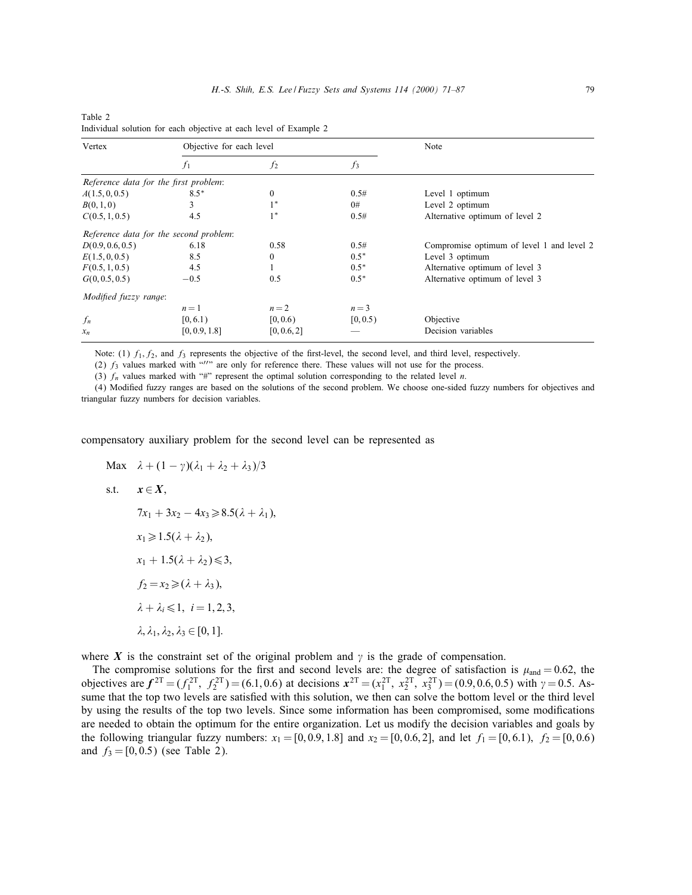Table 2
Individual solution for each objective at each level of Example 2

| Vertex | Objective for each level | | | Note |
|---|---|---|---|---|
| | $f_1$ | $f_2$ | $f_3$ | |
| *Reference data for the first problem*: | | | | |
| $A(1.5, 0, 0.5)$ | 8.5* | 0 | 0.5# | Level 1 optimum |
| $B(0, 1, 0)$ | 3 | 1* | 0# | Level 2 optimum |
| $C(0.5, 1, 0.5)$ | 4.5 | 1* | 0.5# | Alternative optimum of level 2 |
| *Reference data for the second problem*: | | | | |
| $D(0.9, 0.6, 0.5)$ | 6.18 | 0.58 | 0.5# | Compromise optimum of level 1 and level 2 |
| $E(1.5, 0, 0.5)$ | 8.5 | 0 | 0.5* | Level 3 optimum |
| $F(0.5, 1, 0.5)$ | 4.5 | 1 | 0.5* | Alternative optimum of level 3 |
| $G(0, 0.5, 0.5)$ | −0.5 | 0.5 | 0.5* | Alternative optimum of level 3 |
| *Modified fuzzy range*: | | | | |
| | $n = 1$ | $n = 2$ | $n = 3$ | |
| $f_n$ | $[0, 6.1)$ | $[0, 0.6)$ | $[0, 0.5)$ | Objective |
| $x_n$ | $[0, 0.9, 1.8]$ | $[0, 0.6, 2]$ | — | Decision variables |

Note: (1) $f_1$, $f_2$, and $f_3$ represents the objective of the first-level, the second level, and third level, respectively.
(2) $f_3$ values marked with "′" are only for reference there. These values will not use for the process.
(3) $f_n$ values marked with "#" represent the optimal solution corresponding to the related level $n$.
(4) Modified fuzzy ranges are based on the solutions of the second problem. We choose one-sided fuzzy numbers for objectives and triangular fuzzy numbers for decision variables.

compensatory auxiliary problem for the second level can be represented as

$$\begin{aligned}
\text{Max} \quad & \lambda + (1-\gamma)(\lambda_1 + \lambda_2 + \lambda_3)/3 \\
\text{s.t.} \quad & \boldsymbol{x} \in \boldsymbol{X}, \\
& 7x_1 + 3x_2 - 4x_3 \geqslant 8.5(\lambda + \lambda_1), \\
& x_1 \geqslant 1.5(\lambda + \lambda_2), \\
& x_1 + 1.5(\lambda + \lambda_2) \leqslant 3, \\
& f_2 = x_2 \geqslant (\lambda + \lambda_3), \\
& \lambda + \lambda_i \leqslant 1, \ \ i = 1, 2, 3, \\
& \lambda, \lambda_1, \lambda_2, \lambda_3 \in [0, 1].
\end{aligned}$$

where $\boldsymbol{X}$ is the constraint set of the original problem and $\gamma$ is the grade of compensation.

The compromise solutions for the first and second levels are: the degree of satisfaction is $\mu_{\text{and}} = 0.62$, the objectives are $\boldsymbol{f}^{2\text{T}} = (f_1^{2\text{T}}, f_2^{2\text{T}}) = (6.1, 0.6)$ at decisions $\boldsymbol{x}^{2\text{T}} = (x_1^{2\text{T}}, x_2^{2\text{T}}, x_3^{2\text{T}}) = (0.9, 0.6, 0.5)$ with $\gamma = 0.5$. Assume that the top two levels are satisfied with this solution, we then can solve the bottom level or the third level by using the results of the top two levels. Since some information has been compromised, some modifications are needed to obtain the optimum for the entire organization. Let us modify the decision variables and goals by the following triangular fuzzy numbers: $x_1 = [0, 0.9, 1.8]$ and $x_2 = [0, 0.6, 2]$, and let $f_1 = [0, 6.1)$, $f_2 = [0, 0.6)$ and $f_3 = [0, 0.5)$ (see Table 2).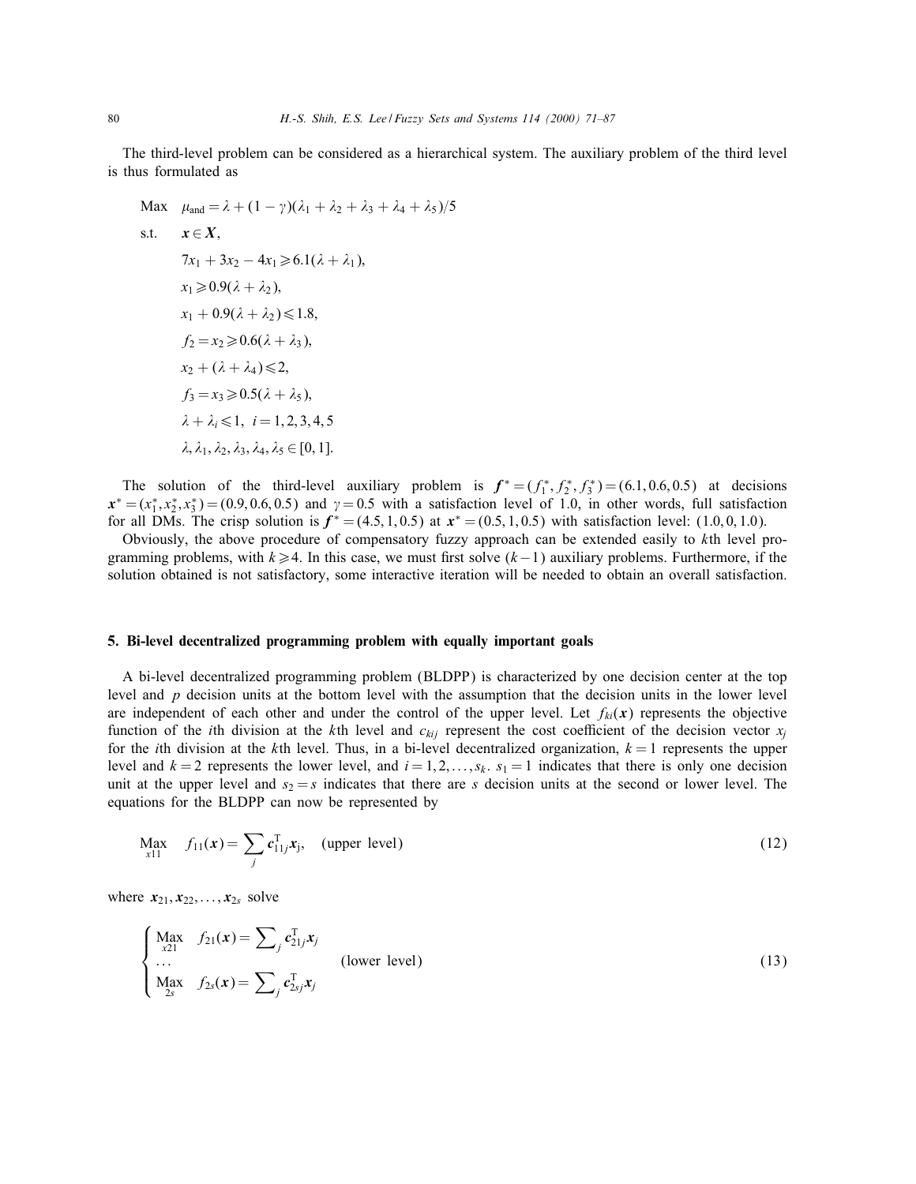The third-level problem can be considered as a hierarchical system. The auxiliary problem of the third level is thus formulated as

$$
\begin{aligned}
\text{Max} \quad & \mu_{\text{and}} = \lambda + (1-\gamma)(\lambda_1 + \lambda_2 + \lambda_3 + \lambda_4 + \lambda_5)/5 \\
\text{s.t.} \quad & \boldsymbol{x} \in \boldsymbol{X}, \\
& 7x_1 + 3x_2 - 4x_1 \geqslant 6.1(\lambda + \lambda_1), \\
& x_1 \geqslant 0.9(\lambda + \lambda_2), \\
& x_1 + 0.9(\lambda + \lambda_2) \leqslant 1.8, \\
& f_2 = x_2 \geqslant 0.6(\lambda + \lambda_3), \\
& x_2 + (\lambda + \lambda_4) \leqslant 2, \\
& f_3 = x_3 \geqslant 0.5(\lambda + \lambda_5), \\
& \lambda + \lambda_i \leqslant 1, \quad i = 1,2,3,4,5 \\
& \lambda, \lambda_1, \lambda_2, \lambda_3, \lambda_4, \lambda_5 \in [0,1].
\end{aligned}
$$

The solution of the third-level auxiliary problem is $\boldsymbol{f}^* = (f_1^*, f_2^*, f_3^*) = (6.1, 0.6, 0.5)$ at decisions $\boldsymbol{x}^* = (x_1^*, x_2^*, x_3^*) = (0.9, 0.6, 0.5)$ and $\gamma = 0.5$ with a satisfaction level of 1.0, in other words, full satisfaction for all DMs. The crisp solution is $\boldsymbol{f}^* = (4.5, 1, 0.5)$ at $\boldsymbol{x}^* = (0.5, 1, 0.5)$ with satisfaction level: $(1.0, 0, 1.0)$.

Obviously, the above procedure of compensatory fuzzy approach can be extended easily to $k$th level programming problems, with $k \geqslant 4$. In this case, we must first solve $(k-1)$ auxiliary problems. Furthermore, if the solution obtained is not satisfactory, some interactive iteration will be needed to obtain an overall satisfaction.

## 5. Bi-level decentralized programming problem with equally important goals

A bi-level decentralized programming problem (BLDPP) is characterized by one decision center at the top level and $p$ decision units at the bottom level with the assumption that the decision units in the lower level are independent of each other and under the control of the upper level. Let $f_{ki}(\boldsymbol{x})$ represents the objective function of the $i$th division at the $k$th level and $c_{kij}$ represent the cost coefficient of the decision vector $x_j$ for the $i$th division at the $k$th level. Thus, in a bi-level decentralized organization, $k = 1$ represents the upper level and $k = 2$ represents the lower level, and $i = 1, 2, \ldots, s_k$. $s_1 = 1$ indicates that there is only one decision unit at the upper level and $s_2 = s$ indicates that there are $s$ decision units at the second or lower level. The equations for the BLDPP can now be represented by

$$
\underset{x11}{\text{Max}} \quad f_{11}(\boldsymbol{x}) = \sum_j \boldsymbol{c}_{11j}^{\mathrm{T}} \boldsymbol{x}_{\mathrm{j}}, \quad \text{(upper level)} \tag{12}
$$

where $\boldsymbol{x}_{21}, \boldsymbol{x}_{22}, \ldots, \boldsymbol{x}_{2s}$ solve

$$
\left\{
\begin{array}{l}
\underset{x21}{\text{Max}} \quad f_{21}(\boldsymbol{x}) = \sum_j \boldsymbol{c}_{21j}^{\mathrm{T}} \boldsymbol{x}_j \\
\ldots \\
\underset{2s}{\text{Max}} \quad f_{2s}(\boldsymbol{x}) = \sum_j \boldsymbol{c}_{2sj}^{\mathrm{T}} \boldsymbol{x}_j
\end{array}
\right. \qquad \text{(lower level)} \tag{13}
$$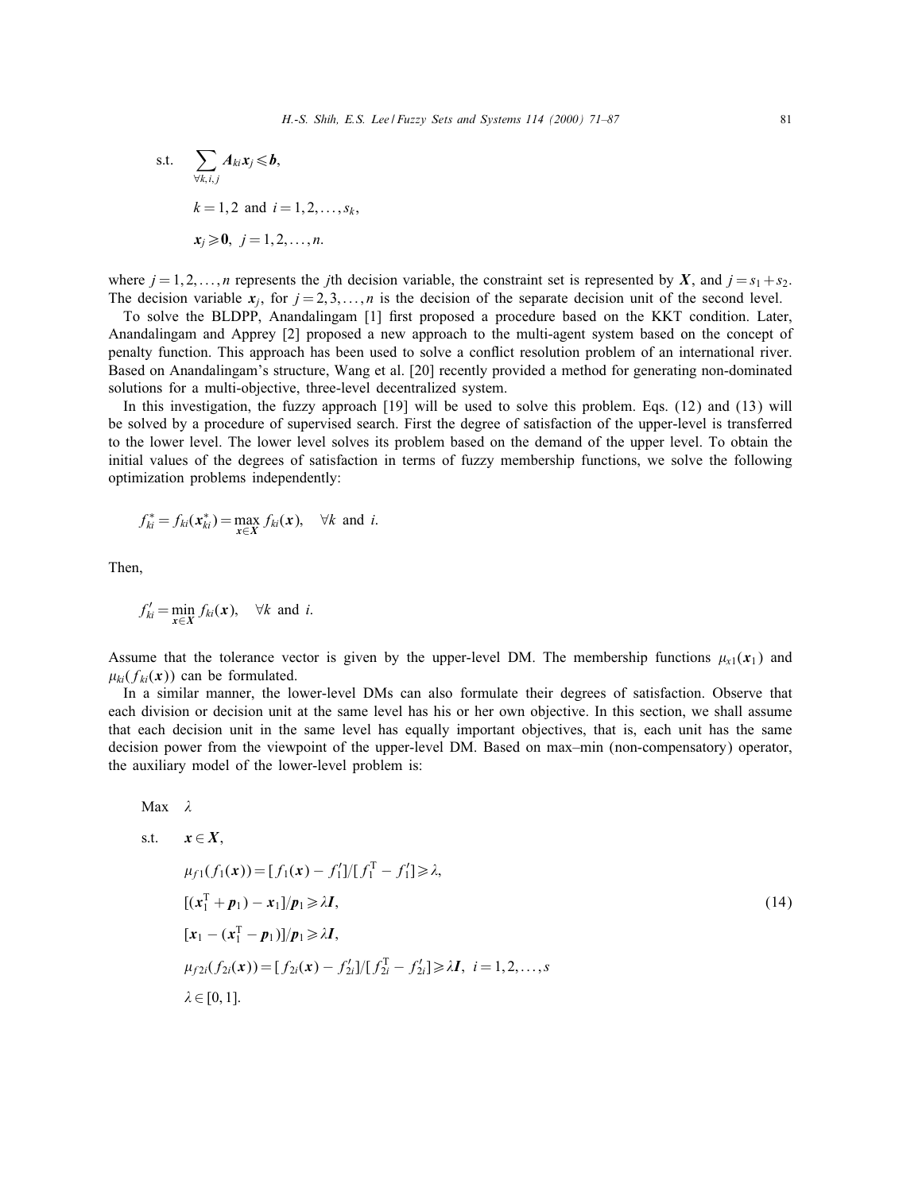$$
\begin{aligned}
\text{s.t.}\quad & \sum_{\forall k,i,j} \boldsymbol{A}_{ki}\boldsymbol{x}_j \leqslant \boldsymbol{b}, \\
& k = 1,2 \text{ and } i = 1,2,\ldots,s_k, \\
& \boldsymbol{x}_j \geqslant \boldsymbol{0},\ \ j = 1,2,\ldots,n.
\end{aligned}
$$

where $j = 1,2,\ldots,n$ represents the $j$th decision variable, the constraint set is represented by $\boldsymbol{X}$, and $j = s_1 + s_2$. The decision variable $\boldsymbol{x}_j$, for $j = 2,3,\ldots,n$ is the decision of the separate decision unit of the second level.

To solve the BLDPP, Anandalingam [1] first proposed a procedure based on the KKT condition. Later, Anandalingam and Apprey [2] proposed a new approach to the multi-agent system based on the concept of penalty function. This approach has been used to solve a conflict resolution problem of an international river. Based on Anandalingam's structure, Wang et al. [20] recently provided a method for generating non-dominated solutions for a multi-objective, three-level decentralized system.

In this investigation, the fuzzy approach [19] will be used to solve this problem. Eqs. (12) and (13) will be solved by a procedure of supervised search. First the degree of satisfaction of the upper-level is transferred to the lower level. The lower level solves its problem based on the demand of the upper level. To obtain the initial values of the degrees of satisfaction in terms of fuzzy membership functions, we solve the following optimization problems independently:

$$
f_{ki}^* = f_{ki}(\boldsymbol{x}_{ki}^*) = \max_{\boldsymbol{x}\in \boldsymbol{X}} f_{ki}(\boldsymbol{x}), \quad \forall k \text{ and } i.
$$

Then,

$$
f_{ki}' = \min_{\boldsymbol{x}\in \boldsymbol{X}} f_{ki}(\boldsymbol{x}), \quad \forall k \text{ and } i.
$$

Assume that the tolerance vector is given by the upper-level DM. The membership functions $\mu_{x1}(\boldsymbol{x}_1)$ and $\mu_{ki}(f_{ki}(\boldsymbol{x}))$ can be formulated.

In a similar manner, the lower-level DMs can also formulate their degrees of satisfaction. Observe that each division or decision unit at the same level has his or her own objective. In this section, we shall assume that each decision unit in the same level has equally important objectives, that is, each unit has the same decision power from the viewpoint of the upper-level DM. Based on max–min (non-compensatory) operator, the auxiliary model of the lower-level problem is:

$$
\begin{aligned}
\text{Max}\quad & \lambda \\
\text{s.t.}\quad & \boldsymbol{x} \in \boldsymbol{X}, \\
& \mu_{f1}(f_1(\boldsymbol{x})) = [f_1(\boldsymbol{x}) - f_1']/[f_1^{\mathrm{T}} - f_1'] \geqslant \lambda, \\
& [(\boldsymbol{x}_1^{\mathrm{T}} + \boldsymbol{p}_1) - \boldsymbol{x}_1]/\boldsymbol{p}_1 \geqslant \lambda \boldsymbol{I}, \\
& [\boldsymbol{x}_1 - (\boldsymbol{x}_1^{\mathrm{T}} - \boldsymbol{p}_1)]/\boldsymbol{p}_1 \geqslant \lambda \boldsymbol{I}, \\
& \mu_{f2i}(f_{2i}(\boldsymbol{x})) = [f_{2i}(\boldsymbol{x}) - f_{2i}']/[f_{2i}^{\mathrm{T}} - f_{2i}'] \geqslant \lambda \boldsymbol{I},\ \ i = 1,2,\ldots,s \\
& \lambda \in [0,1].
\end{aligned}
\tag{14}
$$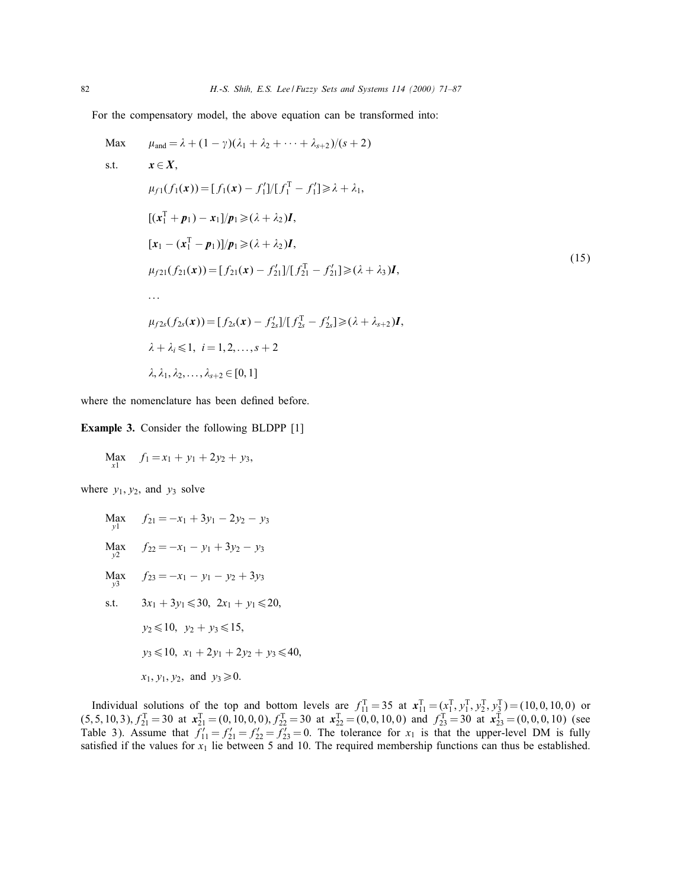For the compensatory model, the above equation can be transformed into:

$$
\begin{aligned}
\text{Max} \quad & \mu_{\text{and}} = \lambda + (1-\gamma)(\lambda_1 + \lambda_2 + \cdots + \lambda_{s+2})/(s+2) \\
\text{s.t.} \quad & \boldsymbol{x} \in \boldsymbol{X}, \\
& \mu_{f1}(f_1(\boldsymbol{x})) = [f_1(\boldsymbol{x}) - f_1']/[f_1^{\mathrm{T}} - f_1'] \geqslant \lambda + \lambda_1, \\
& [(\boldsymbol{x}_1^{\mathrm{T}} + \boldsymbol{p}_1) - \boldsymbol{x}_1]/\boldsymbol{p}_1 \geqslant (\lambda + \lambda_2)\boldsymbol{I}, \\
& [\boldsymbol{x}_1 - (\boldsymbol{x}_1^{\mathrm{T}} - \boldsymbol{p}_1)]/\boldsymbol{p}_1 \geqslant (\lambda + \lambda_2)\boldsymbol{I}, \\
& \mu_{f21}(f_{21}(\boldsymbol{x})) = [f_{21}(\boldsymbol{x}) - f_{21}']/[f_{21}^{\mathrm{T}} - f_{21}'] \geqslant (\lambda + \lambda_3)\boldsymbol{I}, \\
& \ldots \\
& \mu_{f2s}(f_{2s}(\boldsymbol{x})) = [f_{2s}(\boldsymbol{x}) - f_{2s}']/[f_{2s}^{\mathrm{T}} - f_{2s}'] \geqslant (\lambda + \lambda_{s+2})\boldsymbol{I}, \\
& \lambda + \lambda_i \leqslant 1, \;\; i = 1, 2, \ldots, s+2 \\
& \lambda, \lambda_1, \lambda_2, \ldots, \lambda_{s+2} \in [0, 1]
\end{aligned}
\tag{15}
$$

where the nomenclature has been defined before.

**Example 3.** Consider the following BLDPP [1]

$$
\max_{x1} \quad f_1 = x_1 + y_1 + 2y_2 + y_3,
$$

where $y_1, y_2$, and $y_3$ solve

$$
\begin{aligned}
\max_{y1} \quad & f_{21} = -x_1 + 3y_1 - 2y_2 - y_3 \\
\max_{y2} \quad & f_{22} = -x_1 - y_1 + 3y_2 - y_3 \\
\max_{y3} \quad & f_{23} = -x_1 - y_1 - y_2 + 3y_3 \\
\text{s.t.} \quad & 3x_1 + 3y_1 \leqslant 30, \;\; 2x_1 + y_1 \leqslant 20, \\
& y_2 \leqslant 10, \;\; y_2 + y_3 \leqslant 15, \\
& y_3 \leqslant 10, \;\; x_1 + 2y_1 + 2y_2 + y_3 \leqslant 40, \\
& x_1, y_1, y_2, \text{ and } y_3 \geqslant 0.
\end{aligned}
$$

Individual solutions of the top and bottom levels are $f_{11}^{\mathrm{T}} = 35$ at $\boldsymbol{x}_{11}^{\mathrm{T}} = (x_1^{\mathrm{T}}, y_1^{\mathrm{T}}, y_2^{\mathrm{T}}, y_3^{\mathrm{T}}) = (10, 0, 10, 0)$ or $(5, 5, 10, 3)$, $f_{21}^{\mathrm{T}} = 30$ at $\boldsymbol{x}_{21}^{\mathrm{T}} = (0, 10, 0, 0)$, $f_{22}^{\mathrm{T}} = 30$ at $\boldsymbol{x}_{22}^{\mathrm{T}} = (0, 0, 10, 0)$ and $f_{23}^{\mathrm{T}} = 30$ at $\boldsymbol{x}_{23}^{\mathrm{T}} = (0, 0, 0, 10)$ (see Table 3). Assume that $f_{11}' = f_{21}' = f_{22}' = f_{23}' = 0$. The tolerance for $x_1$ is that the upper-level DM is fully satisfied if the values for $x_1$ lie between 5 and 10. The required membership functions can thus be established.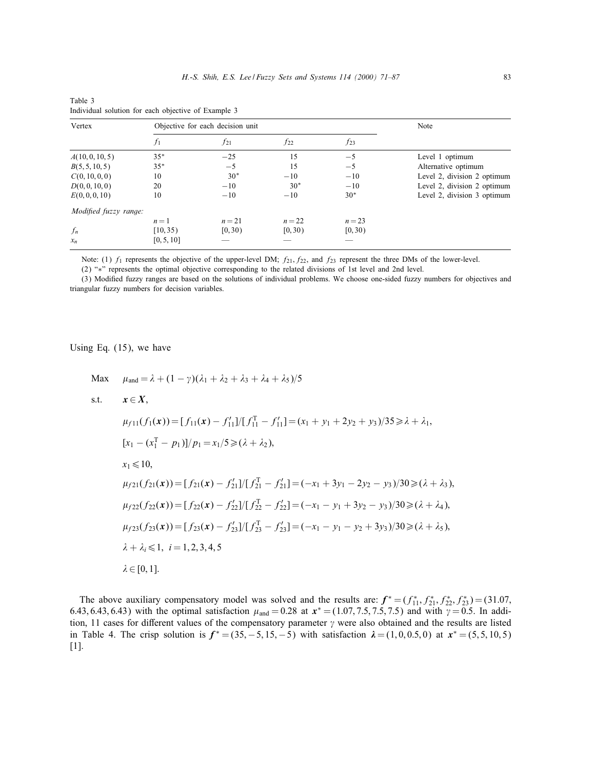Table 3
Individual solution for each objective of Example 3

| Vertex | Objective for each decision unit | | | | Note |
|---|---|---|---|---|---|
| | $f_1$ | $f_{21}$ | $f_{22}$ | $f_{23}$ | |
| $A(10,0,10,5)$ | 35* | −25 | 15 | −5 | Level 1 optimum |
| $B(5,5,10,5)$ | 35* | −5 | 15 | −5 | Alternative optimum |
| $C(0,10,0,0)$ | 10 | 30* | −10 | −10 | Level 2, division 2 optimum |
| $D(0,0,10,0)$ | 20 | −10 | 30* | −10 | Level 2, division 2 optimum |
| $E(0,0,0,10)$ | 10 | −10 | −10 | 30* | Level 2, division 3 optimum |
| *Modified fuzzy range:* | | | | | |
| | $n=1$ | $n=21$ | $n=22$ | $n=23$ | |
| $f_n$ | [10, 35) | [0, 30) | [0, 30) | [0, 30) | |
| $x_n$ | [0, 5, 10] | — | — | — | |

Note: (1) $f_1$ represents the objective of the upper-level DM; $f_{21}$, $f_{22}$, and $f_{23}$ represent the three DMs of the lower-level.

(2) "*" represents the optimal objective corresponding to the related divisions of 1st level and 2nd level.

(3) Modified fuzzy ranges are based on the solutions of individual problems. We choose one-sided fuzzy numbers for objectives and triangular fuzzy numbers for decision variables.

Using Eq. (15), we have

$$\text{Max} \quad \mu_{\text{and}} = \lambda + (1-\gamma)(\lambda_1 + \lambda_2 + \lambda_3 + \lambda_4 + \lambda_5)/5$$

$$\text{s.t.} \quad \boldsymbol{x} \in \boldsymbol{X},$$

$$\mu_{f11}(f_1(\boldsymbol{x})) = [f_{11}(\boldsymbol{x}) - f'_{11}]/[f^{\mathrm{T}}_{11} - f'_{11}] = (x_1 + y_1 + 2y_2 + y_3)/35 \geqslant \lambda + \lambda_1,$$

$$[x_1 - (x^{\mathrm{T}}_1 - p_1)]/p_1 = x_1/5 \geqslant (\lambda + \lambda_2),$$

$$x_1 \leqslant 10,$$

$$\mu_{f21}(f_{21}(\boldsymbol{x})) = [f_{21}(\boldsymbol{x}) - f'_{21}]/[f^{\mathrm{T}}_{21} - f'_{21}] = (-x_1 + 3y_1 - 2y_2 - y_3)/30 \geqslant (\lambda + \lambda_3),$$

$$\mu_{f22}(f_{22}(\boldsymbol{x})) = [f_{22}(\boldsymbol{x}) - f'_{22}]/[f^{\mathrm{T}}_{22} - f'_{22}] = (-x_1 - y_1 + 3y_2 - y_3)/30 \geqslant (\lambda + \lambda_4),$$

$$\mu_{f23}(f_{23}(\boldsymbol{x})) = [f_{23}(\boldsymbol{x}) - f'_{23}]/[f^{\mathrm{T}}_{23} - f'_{23}] = (-x_1 - y_1 - y_2 + 3y_3)/30 \geqslant (\lambda + \lambda_5),$$

$$\lambda + \lambda_i \leqslant 1, \ \ i = 1,2,3,4,5$$

$$\lambda \in [0,1].$$

The above auxiliary compensatory model was solved and the results are: $\boldsymbol{f}^* = (f^*_{11}, f^*_{21}, f^*_{22}, f^*_{23}) = (31.07, 6.43, 6.43, 6.43)$ with the optimal satisfaction $\mu_{\text{and}} = 0.28$ at $\boldsymbol{x}^* = (1.07, 7.5, 7.5, 7.5)$ and with $\gamma = 0.5$. In addition, 11 cases for different values of the compensatory parameter $\gamma$ were also obtained and the results are listed in Table 4. The crisp solution is $\boldsymbol{f}^* = (35, -5, 15, -5)$ with satisfaction $\boldsymbol{\lambda} = (1, 0, 0.5, 0)$ at $\boldsymbol{x}^* = (5, 5, 10, 5)$ [1].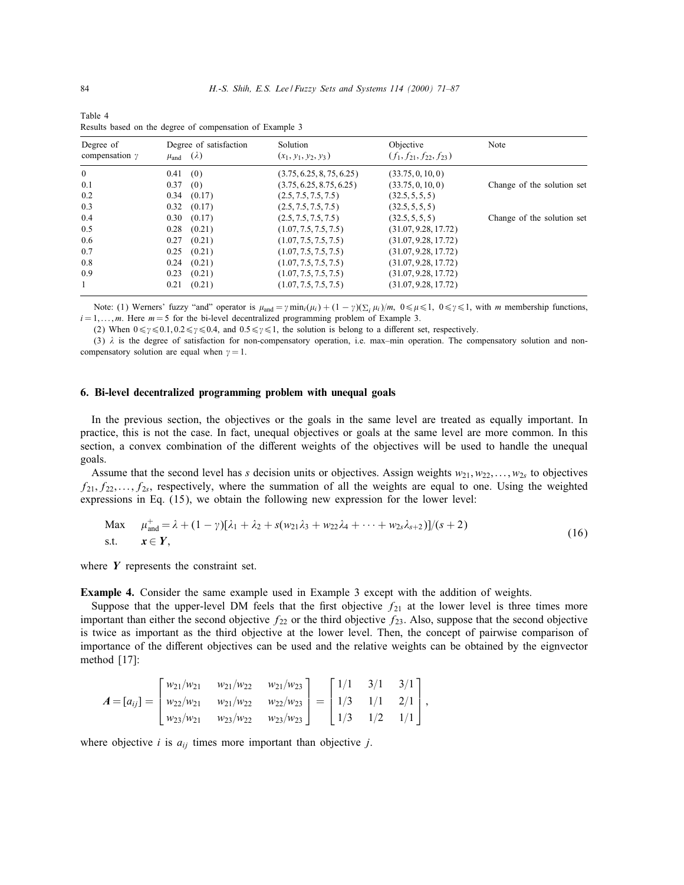Table 4
Results based on the degree of compensation of Example 3

| Degree of compensation $\gamma$ | Degree of satisfaction $\mu_{\text{and}}$ $(\lambda)$ | Solution $(x_1, y_1, y_2, y_3)$ | Objective $(f_1, f_{21}, f_{22}, f_{23})$ | Note |
|---|---|---|---|---|
| 0 | 0.41 (0) | (3.75, 6.25, 8, 75, 6.25) | (33.75, 0, 10, 0) | |
| 0.1 | 0.37 (0) | (3.75, 6.25, 8.75, 6.25) | (33.75, 0, 10, 0) | Change of the solution set |
| 0.2 | 0.34 (0.17) | (2.5, 7.5, 7.5, 7.5) | (32.5, 5, 5, 5) | |
| 0.3 | 0.32 (0.17) | (2.5, 7.5, 7.5, 7.5) | (32.5, 5, 5, 5) | |
| 0.4 | 0.30 (0.17) | (2.5, 7.5, 7.5, 7.5) | (32.5, 5, 5, 5) | Change of the solution set |
| 0.5 | 0.28 (0.21) | (1.07, 7.5, 7.5, 7.5) | (31.07, 9.28, 17.72) | |
| 0.6 | 0.27 (0.21) | (1.07, 7.5, 7.5, 7.5) | (31.07, 9.28, 17.72) | |
| 0.7 | 0.25 (0.21) | (1.07, 7.5, 7.5, 7.5) | (31.07, 9.28, 17.72) | |
| 0.8 | 0.24 (0.21) | (1.07, 7.5, 7.5, 7.5) | (31.07, 9.28, 17.72) | |
| 0.9 | 0.23 (0.21) | (1.07, 7.5, 7.5, 7.5) | (31.07, 9.28, 17.72) | |
| 1 | 0.21 (0.21) | (1.07, 7.5, 7.5, 7.5) | (31.07, 9.28, 17.72) | |

Note: (1) Werners' fuzzy "and" operator is $\mu_{\text{and}} = \gamma \min_i(\mu_i) + (1-\gamma)(\sum_i \mu_i)/m$, $0 \leqslant \mu \leqslant 1$, $0 \leqslant \gamma \leqslant 1$, with $m$ membership functions, $i = 1, \ldots, m$. Here $m = 5$ for the bi-level decentralized programming problem of Example 3.

(2) When $0 \leqslant \gamma \leqslant 0.1, 0.2 \leqslant \gamma \leqslant 0.4$, and $0.5 \leqslant \gamma \leqslant 1$, the solution is belong to a different set, respectively.

(3) $\lambda$ is the degree of satisfaction for non-compensatory operation, i.e. max–min operation. The compensatory solution and non-compensatory solution are equal when $\gamma = 1$.

## 6. Bi-level decentralized programming problem with unequal goals

In the previous section, the objectives or the goals in the same level are treated as equally important. In practice, this is not the case. In fact, unequal objectives or goals at the same level are more common. In this section, a convex combination of the different weights of the objectives will be used to handle the unequal goals.

Assume that the second level has $s$ decision units or objectives. Assign weights $w_{21}, w_{22}, \ldots, w_{2s}$ to objectives $f_{21}, f_{22}, \ldots, f_{2s}$, respectively, where the summation of all the weights are equal to one. Using the weighted expressions in Eq. (15), we obtain the following new expression for the lower level:

$$
\begin{aligned}
&\text{Max} \quad \mu_{\text{and}}^{+} = \lambda + (1-\gamma)[\lambda_1 + \lambda_2 + s(w_{21}\lambda_3 + w_{22}\lambda_4 + \cdots + w_{2s}\lambda_{s+2})]/(s+2) \\
&\text{s.t.} \quad \boldsymbol{x} \in \boldsymbol{Y},
\end{aligned}
\tag{16}
$$

where $\boldsymbol{Y}$ represents the constraint set.

**Example 4.** Consider the same example used in Example 3 except with the addition of weights.

Suppose that the upper-level DM feels that the first objective $f_{21}$ at the lower level is three times more important than either the second objective $f_{22}$ or the third objective $f_{23}$. Also, suppose that the second objective is twice as important as the third objective at the lower level. Then, the concept of pairwise comparison of importance of the different objectives can be used and the relative weights can be obtained by the eignvector method [17]:

$$
\boldsymbol{A} = [a_{ij}] = \begin{bmatrix} w_{21}/w_{21} & w_{21}/w_{22} & w_{21}/w_{23} \\ w_{22}/w_{21} & w_{21}/w_{22} & w_{22}/w_{23} \\ w_{23}/w_{21} & w_{23}/w_{22} & w_{23}/w_{23} \end{bmatrix} = \begin{bmatrix} 1/1 & 3/1 & 3/1 \\ 1/3 & 1/1 & 2/1 \\ 1/3 & 1/2 & 1/1 \end{bmatrix},
$$

where objective $i$ is $a_{ij}$ times more important than objective $j$.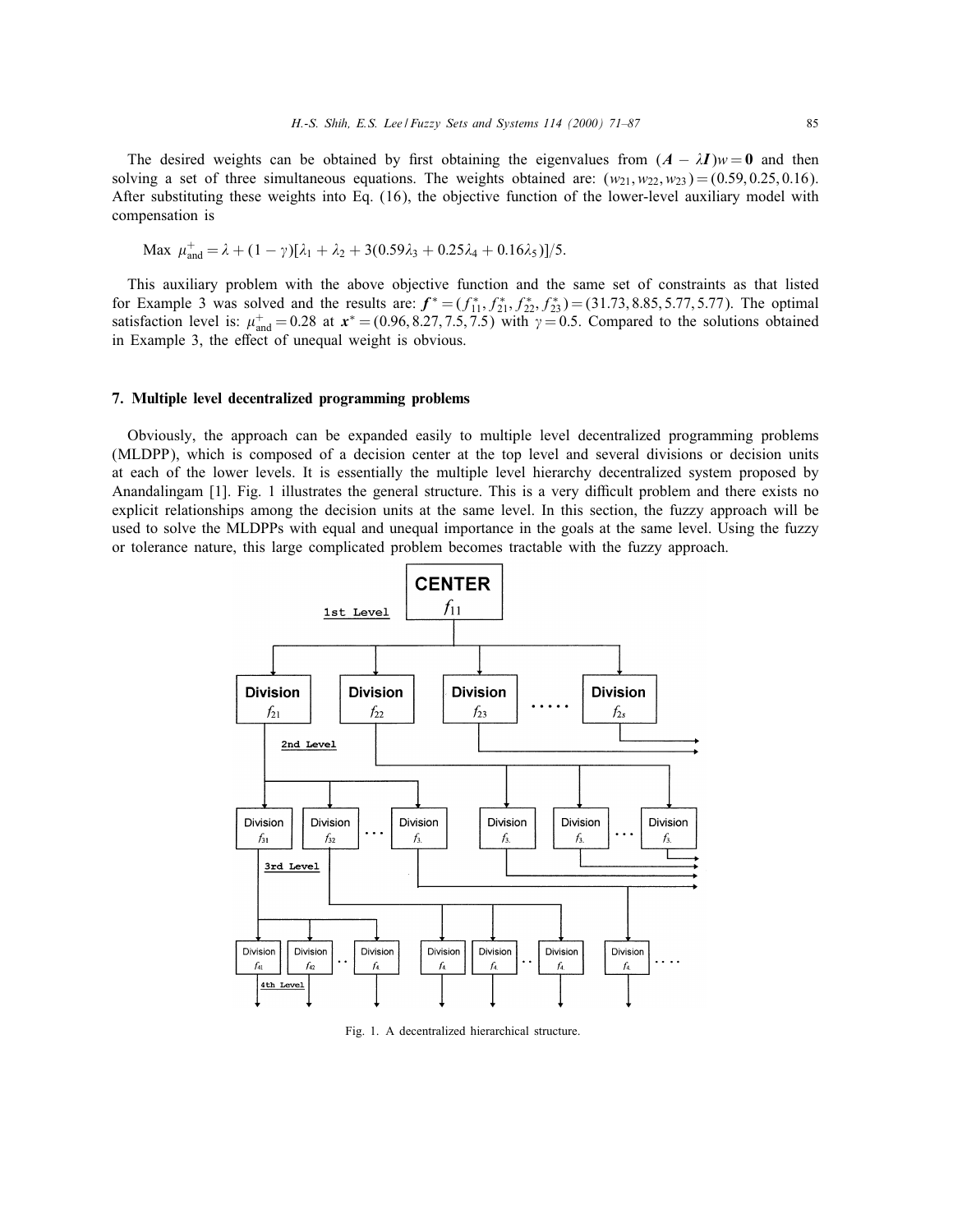The desired weights can be obtained by first obtaining the eigenvalues from $(\boldsymbol{A} - \lambda \boldsymbol{I})w = \boldsymbol{0}$ and then solving a set of three simultaneous equations. The weights obtained are: $(w_{21}, w_{22}, w_{23}) = (0.59, 0.25, 0.16)$. After substituting these weights into Eq. (16), the objective function of the lower-level auxiliary model with compensation is

$$\text{Max } \mu_{\text{and}}^{+} = \lambda + (1-\gamma)[\lambda_1 + \lambda_2 + 3(0.59\lambda_3 + 0.25\lambda_4 + 0.16\lambda_5)]/5.$$

This auxiliary problem with the above objective function and the same set of constraints as that listed for Example 3 was solved and the results are: $\boldsymbol{f}^* = (f_{11}^*, f_{21}^*, f_{22}^*, f_{23}^*) = (31.73, 8.85, 5.77, 5.77)$. The optimal satisfaction level is: $\mu_{\text{and}}^{+} = 0.28$ at $\boldsymbol{x}^* = (0.96, 8.27, 7.5, 7.5)$ with $\gamma = 0.5$. Compared to the solutions obtained in Example 3, the effect of unequal weight is obvious.

## 7. Multiple level decentralized programming problems

Obviously, the approach can be expanded easily to multiple level decentralized programming problems (MLDPP), which is composed of a decision center at the top level and several divisions or decision units at each of the lower levels. It is essentially the multiple level hierarchy decentralized system proposed by Anandalingam [1]. Fig. 1 illustrates the general structure. This is a very difficult problem and there exists no explicit relationships among the decision units at the same level. In this section, the fuzzy approach will be used to solve the MLDPPs with equal and unequal importance in the goals at the same level. Using the fuzzy or tolerance nature, this large complicated problem becomes tractable with the fuzzy approach.

Fig. 1. A decentralized hierarchical structure.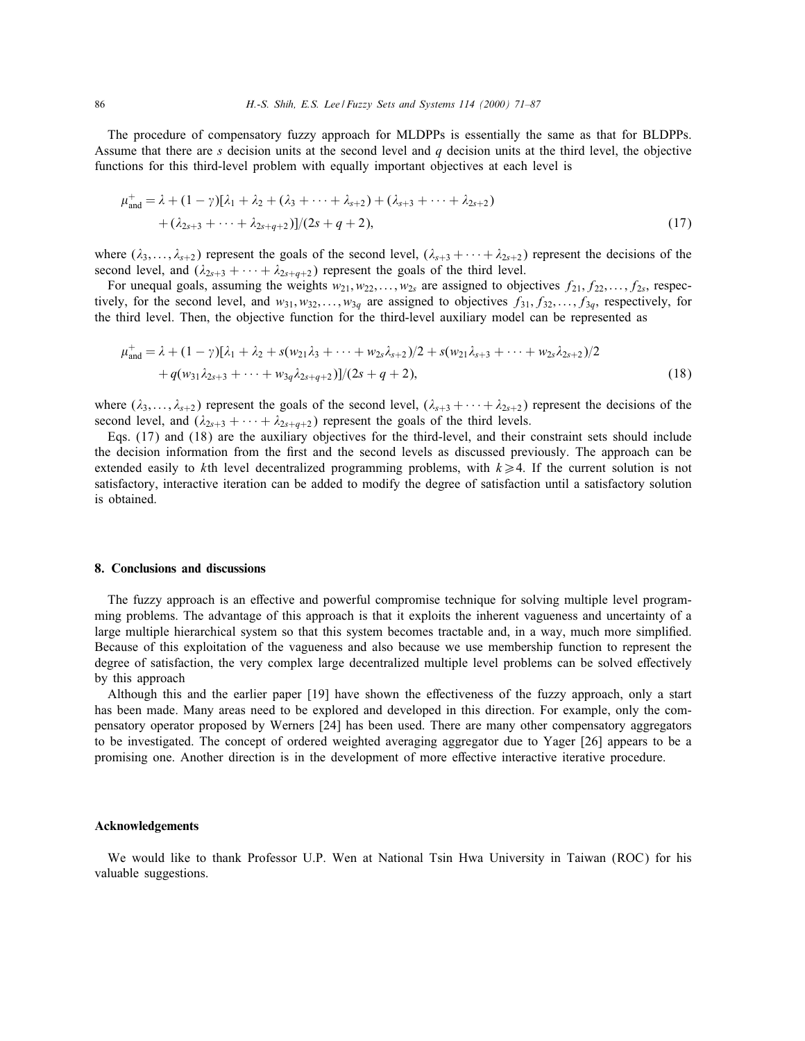The procedure of compensatory fuzzy approach for MLDPPs is essentially the same as that for BLDPPs. Assume that there are $s$ decision units at the second level and $q$ decision units at the third level, the objective functions for this third-level problem with equally important objectives at each level is

$$
\begin{aligned}
\mu^{+}_{\text{and}} = \lambda + (1-\gamma)[&\lambda_1 + \lambda_2 + (\lambda_3 + \cdots + \lambda_{s+2}) + (\lambda_{s+3} + \cdots + \lambda_{2s+2}) \\
&+ (\lambda_{2s+3} + \cdots + \lambda_{2s+q+2})]/(2s+q+2),
\end{aligned}
\tag{17}
$$

where $(\lambda_3, \ldots, \lambda_{s+2})$ represent the goals of the second level, $(\lambda_{s+3} + \cdots + \lambda_{2s+2})$ represent the decisions of the second level, and $(\lambda_{2s+3} + \cdots + \lambda_{2s+q+2})$ represent the goals of the third level.

For unequal goals, assuming the weights $w_{21}, w_{22}, \ldots, w_{2s}$ are assigned to objectives $f_{21}, f_{22}, \ldots, f_{2s}$, respectively, for the second level, and $w_{31}, w_{32}, \ldots, w_{3q}$ are assigned to objectives $f_{31}, f_{32}, \ldots, f_{3q}$, respectively, for the third level. Then, the objective function for the third-level auxiliary model can be represented as

$$
\begin{aligned}
\mu^{+}_{\text{and}} = \lambda + (1-\gamma)[&\lambda_1 + \lambda_2 + s(w_{21}\lambda_3 + \cdots + w_{2s}\lambda_{s+2})/2 + s(w_{21}\lambda_{s+3} + \cdots + w_{2s}\lambda_{2s+2})/2 \\
&+ q(w_{31}\lambda_{2s+3} + \cdots + w_{3q}\lambda_{2s+q+2})]/(2s+q+2),
\end{aligned}
\tag{18}
$$

where $(\lambda_3, \ldots, \lambda_{s+2})$ represent the goals of the second level, $(\lambda_{s+3} + \cdots + \lambda_{2s+2})$ represent the decisions of the second level, and $(\lambda_{2s+3} + \cdots + \lambda_{2s+q+2})$ represent the goals of the third levels.

Eqs. (17) and (18) are the auxiliary objectives for the third-level, and their constraint sets should include the decision information from the first and the second levels as discussed previously. The approach can be extended easily to $k$th level decentralized programming problems, with $k \geqslant 4$. If the current solution is not satisfactory, interactive iteration can be added to modify the degree of satisfaction until a satisfactory solution is obtained.

## 8. Conclusions and discussions

The fuzzy approach is an effective and powerful compromise technique for solving multiple level programming problems. The advantage of this approach is that it exploits the inherent vagueness and uncertainty of a large multiple hierarchical system so that this system becomes tractable and, in a way, much more simplified. Because of this exploitation of the vagueness and also because we use membership function to represent the degree of satisfaction, the very complex large decentralized multiple level problems can be solved effectively by this approach

Although this and the earlier paper [19] have shown the effectiveness of the fuzzy approach, only a start has been made. Many areas need to be explored and developed in this direction. For example, only the compensatory operator proposed by Werners [24] has been used. There are many other compensatory aggregators to be investigated. The concept of ordered weighted averaging aggregator due to Yager [26] appears to be a promising one. Another direction is in the development of more effective interactive iterative procedure.

## Acknowledgements

We would like to thank Professor U.P. Wen at National Tsin Hwa University in Taiwan (ROC) for his valuable suggestions.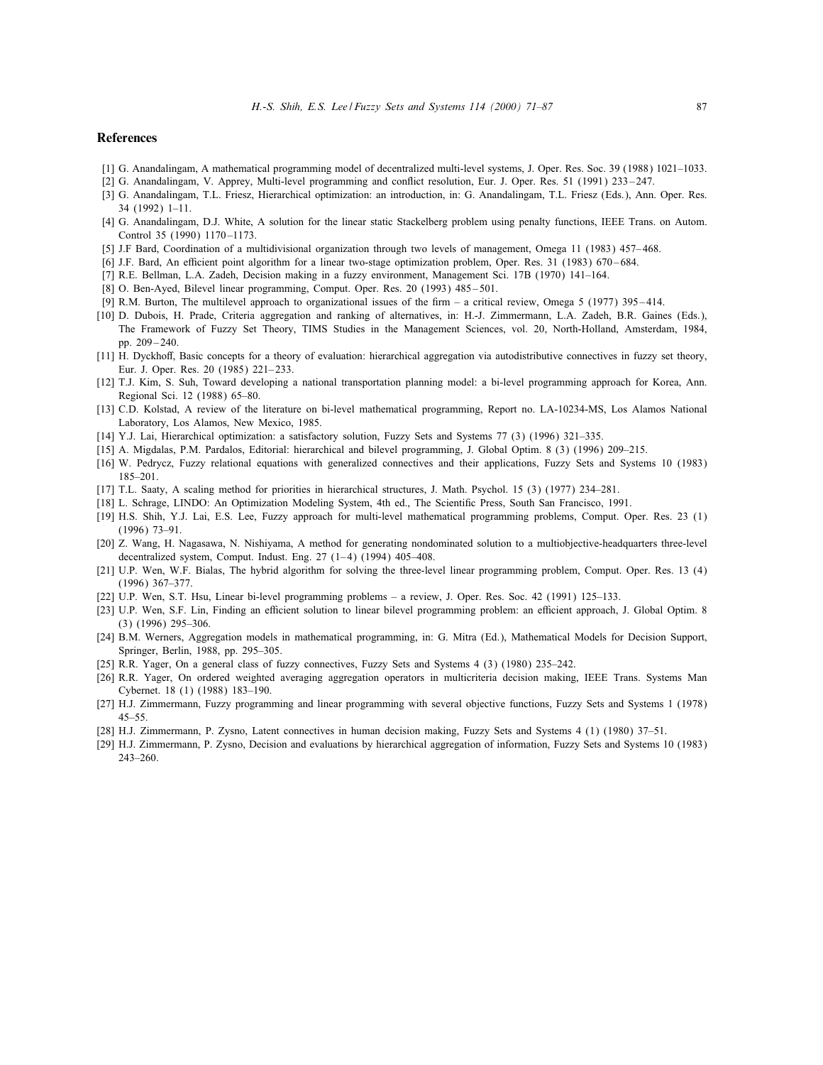## References

[1] G. Anandalingam, A mathematical programming model of decentralized multi-level systems, J. Oper. Res. Soc. 39 (1988) 1021–1033.

[2] G. Anandalingam, V. Apprey, Multi-level programming and conflict resolution, Eur. J. Oper. Res. 51 (1991) 233–247.

[3] G. Anandalingam, T.L. Friesz, Hierarchical optimization: an introduction, in: G. Anandalingam, T.L. Friesz (Eds.), Ann. Oper. Res. 34 (1992) 1–11.

[4] G. Anandalingam, D.J. White, A solution for the linear static Stackelberg problem using penalty functions, IEEE Trans. on Autom. Control 35 (1990) 1170–1173.

[5] J.F Bard, Coordination of a multidivisional organization through two levels of management, Omega 11 (1983) 457–468.

[6] J.F. Bard, An efficient point algorithm for a linear two-stage optimization problem, Oper. Res. 31 (1983) 670–684.

[7] R.E. Bellman, L.A. Zadeh, Decision making in a fuzzy environment, Management Sci. 17B (1970) 141–164.

[8] O. Ben-Ayed, Bilevel linear programming, Comput. Oper. Res. 20 (1993) 485–501.

[9] R.M. Burton, The multilevel approach to organizational issues of the firm – a critical review, Omega 5 (1977) 395–414.

[10] D. Dubois, H. Prade, Criteria aggregation and ranking of alternatives, in: H.-J. Zimmermann, L.A. Zadeh, B.R. Gaines (Eds.), The Framework of Fuzzy Set Theory, TIMS Studies in the Management Sciences, vol. 20, North-Holland, Amsterdam, 1984, pp. 209–240.

[11] H. Dyckhoff, Basic concepts for a theory of evaluation: hierarchical aggregation via autodistributive connectives in fuzzy set theory, Eur. J. Oper. Res. 20 (1985) 221–233.

[12] T.J. Kim, S. Suh, Toward developing a national transportation planning model: a bi-level programming approach for Korea, Ann. Regional Sci. 12 (1988) 65–80.

[13] C.D. Kolstad, A review of the literature on bi-level mathematical programming, Report no. LA-10234-MS, Los Alamos National Laboratory, Los Alamos, New Mexico, 1985.

[14] Y.J. Lai, Hierarchical optimization: a satisfactory solution, Fuzzy Sets and Systems 77 (3) (1996) 321–335.

[15] A. Migdalas, P.M. Pardalos, Editorial: hierarchical and bilevel programming, J. Global Optim. 8 (3) (1996) 209–215.

[16] W. Pedrycz, Fuzzy relational equations with generalized connectives and their applications, Fuzzy Sets and Systems 10 (1983) 185–201.

[17] T.L. Saaty, A scaling method for priorities in hierarchical structures, J. Math. Psychol. 15 (3) (1977) 234–281.

[18] L. Schrage, LINDO: An Optimization Modeling System, 4th ed., The Scientific Press, South San Francisco, 1991.

[19] H.S. Shih, Y.J. Lai, E.S. Lee, Fuzzy approach for multi-level mathematical programming problems, Comput. Oper. Res. 23 (1) (1996) 73–91.

[20] Z. Wang, H. Nagasawa, N. Nishiyama, A method for generating nondominated solution to a multiobjective-headquarters three-level decentralized system, Comput. Indust. Eng. 27 (1–4) (1994) 405–408.

[21] U.P. Wen, W.F. Bialas, The hybrid algorithm for solving the three-level linear programming problem, Comput. Oper. Res. 13 (4) (1996) 367–377.

[22] U.P. Wen, S.T. Hsu, Linear bi-level programming problems – a review, J. Oper. Res. Soc. 42 (1991) 125–133.

[23] U.P. Wen, S.F. Lin, Finding an efficient solution to linear bilevel programming problem: an efficient approach, J. Global Optim. 8 (3) (1996) 295–306.

[24] B.M. Werners, Aggregation models in mathematical programming, in: G. Mitra (Ed.), Mathematical Models for Decision Support, Springer, Berlin, 1988, pp. 295–305.

[25] R.R. Yager, On a general class of fuzzy connectives, Fuzzy Sets and Systems 4 (3) (1980) 235–242.

[26] R.R. Yager, On ordered weighted averaging aggregation operators in multicriteria decision making, IEEE Trans. Systems Man Cybernet. 18 (1) (1988) 183–190.

[27] H.J. Zimmermann, Fuzzy programming and linear programming with several objective functions, Fuzzy Sets and Systems 1 (1978) 45–55.

[28] H.J. Zimmermann, P. Zysno, Latent connectives in human decision making, Fuzzy Sets and Systems 4 (1) (1980) 37–51.

[29] H.J. Zimmermann, P. Zysno, Decision and evaluations by hierarchical aggregation of information, Fuzzy Sets and Systems 10 (1983) 243–260.